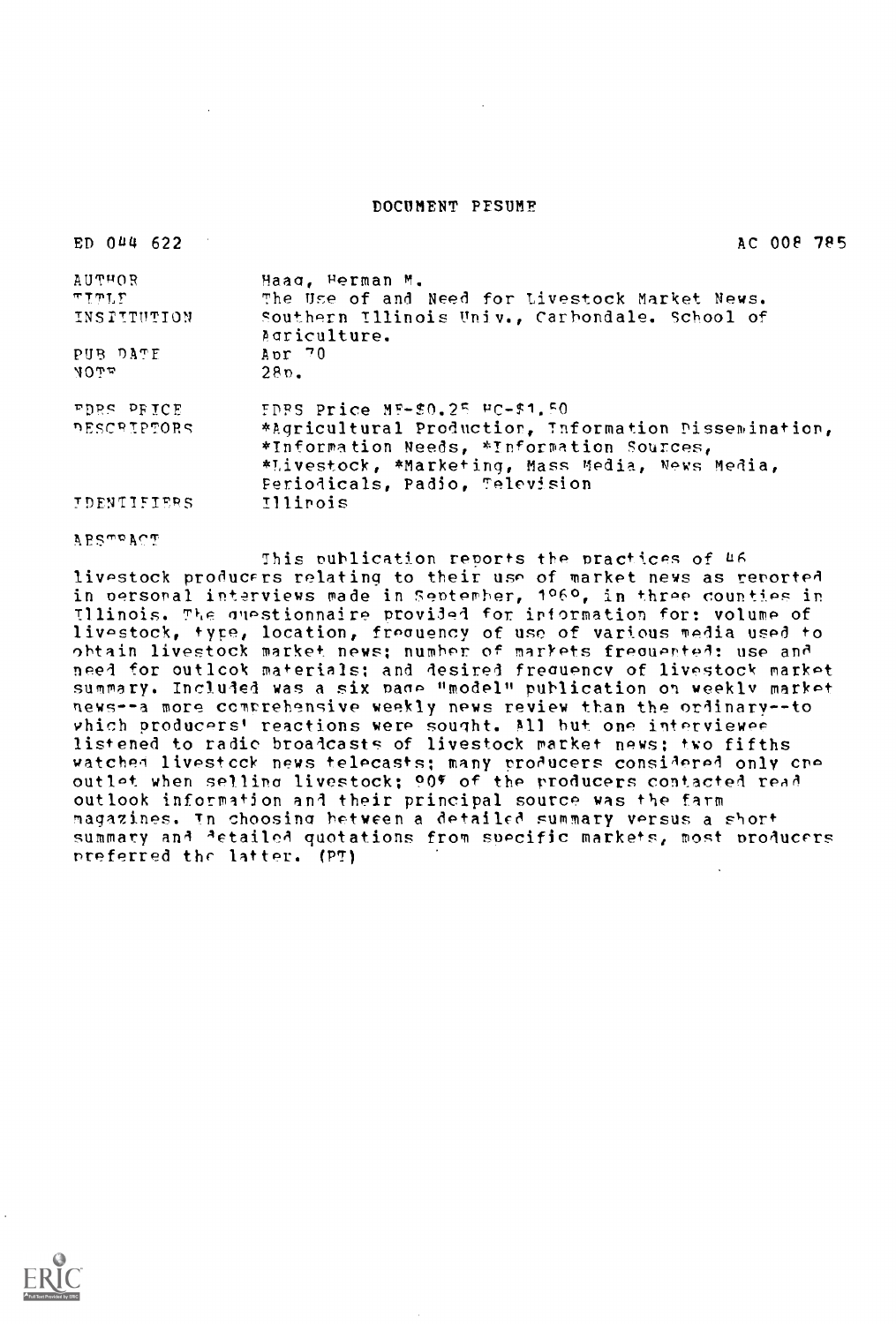# DOCUMENT RESUME

ED 044 622 AC 008 785

| | |
|---|---|
| AUTHOR | Haag, Herman M. |
| TITLE | The Use of and Need for Livestock Market News. |
| INSTITUTION | Southern Illinois Univ., Carbondale. School of Agriculture. |
| PUB DATE | Apr 70 |
| NOTE | 28p. |
| EDRS PRICE | EDRS Price MF-$0.25 HC-$1.50 |
| DESCRIPTORS | *Agricultural Production, Information Dissemination, *Information Needs, *Information Sources, *Livestock, *Marketing, Mass Media, News Media, Periodicals, Radio, Television |
| IDENTIFIERS | Illinois |

ABSTRACT

This publication reports the practices of 46 livestock producers relating to their use of market news as reported in personal interviews made in September, 1969, in three counties in Illinois. The questionnaire provided for information for: volume of livestock, type, location, frequency of use of various media used to obtain livestock market news; number of markets frequented; use and need for outlook materials; and desired frequency of livestock market summary. Included was a six page "model" publication on weekly market news--a more comprehensive weekly news review than the ordinary--to which producers' reactions were sought. All but one interviewee listened to radio broadcasts of livestock market news; two fifths watched livestock news telecasts; many producers considered only one outlet when selling livestock; 90% of the producers contacted read outlook information and their principal source was the farm magazines. In choosing between a detailed summary versus a short summary and detailed quotations from specific markets, most producers preferred the latter. (PT)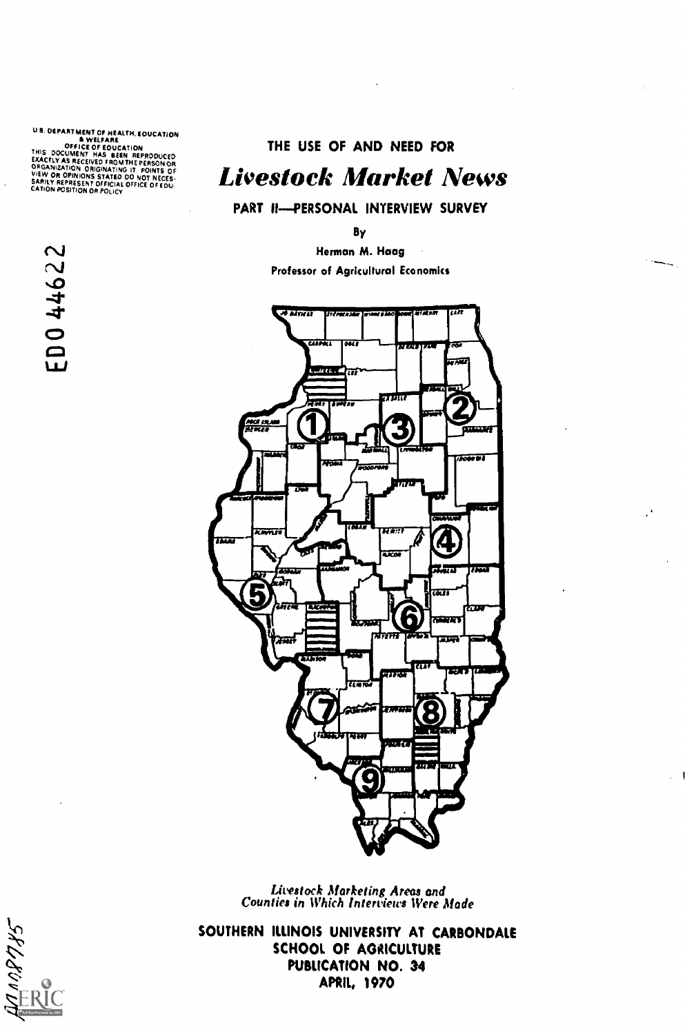U.S. DEPARTMENT OF HEALTH, EDUCATION & WELFARE
OFFICE OF EDUCATION
THIS DOCUMENT HAS BEEN REPRODUCED EXACTLY AS RECEIVED FROM THE PERSON OR ORGANIZATION ORIGINATING IT. POINTS OF VIEW OR OPINIONS STATED DO NOT NECESSARILY REPRESENT OFFICIAL OFFICE OF EDUCATION POSITION OR POLICY

ED0 44622

THE USE OF AND NEED FOR

# *Livestock Market News*

## PART II—PERSONAL INTERVIEW SURVEY

By

Herman M. Haag

Professor of Agricultural Economics

*Livestock Marketing Areas and Counties in Which Interviews Were Made*

SOUTHERN ILLINOIS UNIVERSITY AT CARBONDALE
SCHOOL OF AGRICULTURE
PUBLICATION NO. 34
APRIL, 1970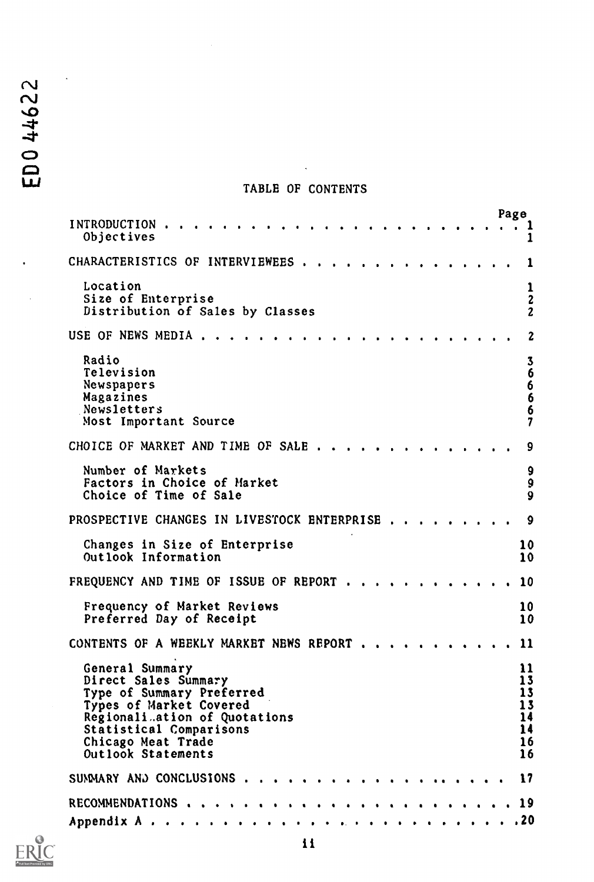# TABLE OF CONTENTS

| | Page |
|---|---|
| INTRODUCTION | 1 |
| Objectives | 1 |
| CHARACTERISTICS OF INTERVIEWEES | 1 |
| Location | 1 |
| Size of Enterprise | 2 |
| Distribution of Sales by Classes | 2 |
| USE OF NEWS MEDIA | 2 |
| Radio | 3 |
| Television | 6 |
| Newspapers | 6 |
| Magazines | 6 |
| Newsletters | 6 |
| Most Important Source | 7 |
| CHOICE OF MARKET AND TIME OF SALE | 9 |
| Number of Markets | 9 |
| Factors in Choice of Market | 9 |
| Choice of Time of Sale | 9 |
| PROSPECTIVE CHANGES IN LIVESTOCK ENTERPRISE | 9 |
| Changes in Size of Enterprise | 10 |
| Outlook Information | 10 |
| FREQUENCY AND TIME OF ISSUE OF REPORT | 10 |
| Frequency of Market Reviews | 10 |
| Preferred Day of Receipt | 10 |
| CONTENTS OF A WEEKLY MARKET NEWS REPORT | 11 |
| General Summary | 11 |
| Direct Sales Summary | 13 |
| Type of Summary Preferred | 13 |
| Types of Market Covered | 13 |
| Regionalization of Quotations | 14 |
| Statistical Comparisons | 14 |
| Chicago Meat Trade | 16 |
| Outlook Statements | 16 |
| SUMMARY AND CONCLUSIONS | 17 |
| RECOMMENDATIONS | 19 |
| Appendix A | 20 |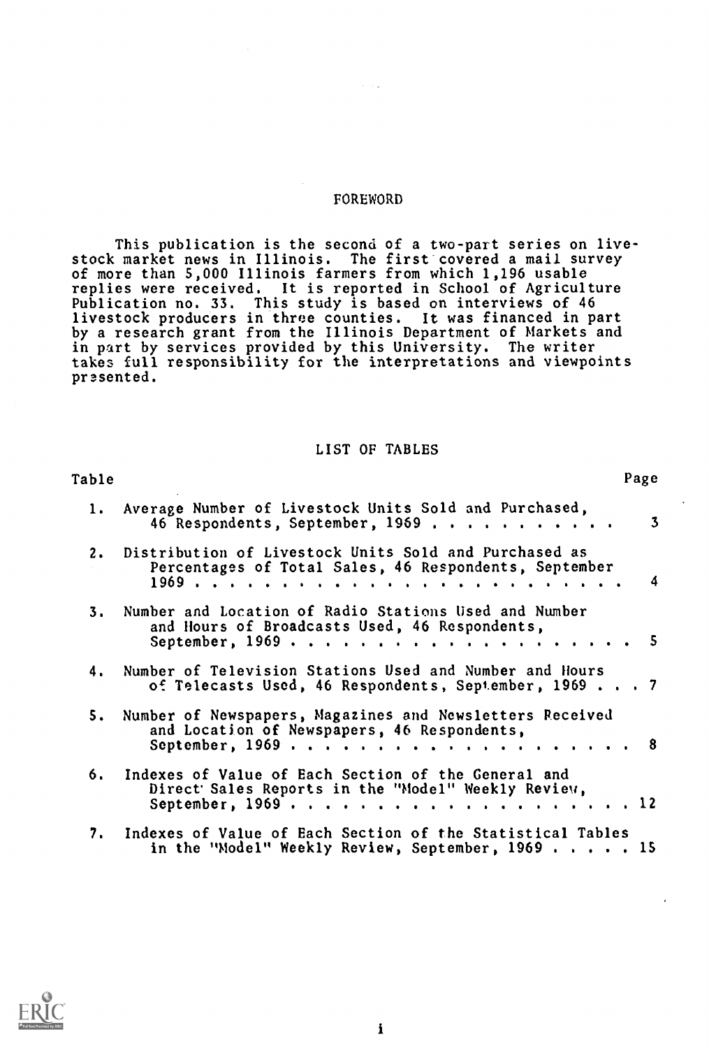## FOREWORD

This publication is the second of a two-part series on livestock market news in Illinois. The first covered a mail survey of more than 5,000 Illinois farmers from which 1,196 usable replies were received. It is reported in School of Agriculture Publication no. 33. This study is based on interviews of 46 livestock producers in three counties. It was financed in part by a research grant from the Illinois Department of Markets and in part by services provided by this University. The writer takes full responsibility for the interpretations and viewpoints presented.

## LIST OF TABLES

| Table | | Page |
|---|---|---|
| 1. | Average Number of Livestock Units Sold and Purchased, 46 Respondents, September, 1969 | 3 |
| 2. | Distribution of Livestock Units Sold and Purchased as Percentages of Total Sales, 46 Respondents, September 1969 | 4 |
| 3. | Number and Location of Radio Stations Used and Number and Hours of Broadcasts Used, 46 Respondents, September, 1969 | 5 |
| 4. | Number of Television Stations Used and Number and Hours of Telecasts Used, 46 Respondents, September, 1969 | 7 |
| 5. | Number of Newspapers, Magazines and Newsletters Received and Location of Newspapers, 46 Respondents, September, 1969 | 8 |
| 6. | Indexes of Value of Each Section of the General and Direct Sales Reports in the "Model" Weekly Review, September, 1969 | 12 |
| 7. | Indexes of Value of Each Section of the Statistical Tables in the "Model" Weekly Review, September, 1969 | 15 |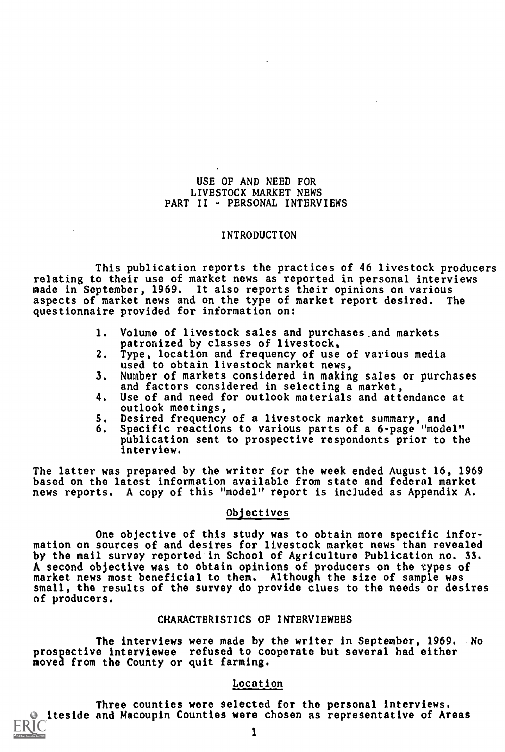# USE OF AND NEED FOR LIVESTOCK MARKET NEWS PART II - PERSONAL INTERVIEWS

## INTRODUCTION

This publication reports the practices of 46 livestock producers relating to their use of market news as reported in personal interviews made in September, 1969. It also reports their opinions on various aspects of market news and on the type of market report desired. The questionnaire provided for information on:

1. Volume of livestock sales and purchases and markets patronized by classes of livestock,
2. Type, location and frequency of use of various media used to obtain livestock market news,
3. Number of markets considered in making sales or purchases and factors considered in selecting a market,
4. Use of and need for outlook materials and attendance at outlook meetings,
5. Desired frequency of a livestock market summary, and
6. Specific reactions to various parts of a 6-page "model" publication sent to prospective respondents prior to the interview.

The latter was prepared by the writer for the week ended August 16, 1969 based on the latest information available from state and federal market news reports. A copy of this "model" report is included as Appendix A.

### Objectives

One objective of this study was to obtain more specific information on sources of and desires for livestock market news than revealed by the mail survey reported in School of Agriculture Publication no. 33. A second objective was to obtain opinions of producers on the types of market news most beneficial to them. Although the size of sample was small, the results of the survey do provide clues to the needs or desires of producers.

## CHARACTERISTICS OF INTERVIEWEES

The interviews were made by the writer in September, 1969. No prospective interviewee refused to cooperate but several had either moved from the County or quit farming.

### Location

Three counties were selected for the personal interviews. Whiteside and Macoupin Counties were chosen as representative of Areas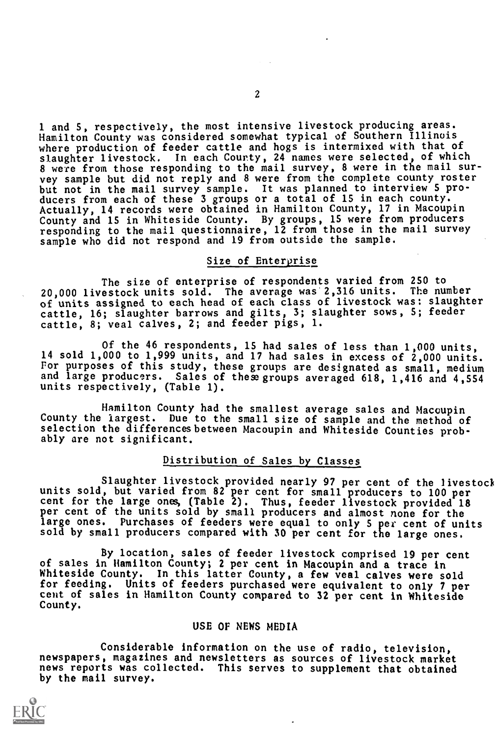1 and 5, respectively, the most intensive livestock producing areas. Hamilton County was considered somewhat typical of Southern Illinois where production of feeder cattle and hogs is intermixed with that of slaughter livestock. In each County, 24 names were selected, of which 8 were from those responding to the mail survey, 8 were in the mail survey sample but did not reply and 8 were from the complete county roster but not in the mail survey sample. It was planned to interview 5 producers from each of these 3 groups or a total of 15 in each county. Actually, 14 records were obtained in Hamilton County, 17 in Macoupin County and 15 in Whiteside County. By groups, 15 were from producers responding to the mail questionnaire, 12 from those in the mail survey sample who did not respond and 19 from outside the sample.

## Size of Enterprise

The size of enterprise of respondents varied from 250 to 20,000 livestock units sold. The average was 2,316 units. The number of units assigned to each head of each class of livestock was: slaughter cattle, 16; slaughter barrows and gilts, 3; slaughter sows, 5; feeder cattle, 8; veal calves, 2; and feeder pigs, 1.

Of the 46 respondents, 15 had sales of less than 1,000 units, 14 sold 1,000 to 1,999 units, and 17 had sales in excess of 2,000 units. For purposes of this study, these groups are designated as small, medium and large producers. Sales of these groups averaged 618, 1,416 and 4,554 units respectively, (Table 1).

Hamilton County had the smallest average sales and Macoupin County the largest. Due to the small size of sample and the method of selection the differences between Macoupin and Whiteside Counties probably are not significant.

## Distribution of Sales by Classes

Slaughter livestock provided nearly 97 per cent of the livestock units sold, but varied from 82 per cent for small producers to 100 per cent for the large ones, (Table 2). Thus, feeder livestock provided 18 per cent of the units sold by small producers and almost none for the large ones. Purchases of feeders were equal to only 5 per cent of units sold by small producers compared with 30 per cent for the large ones.

By location, sales of feeder livestock comprised 19 per cent of sales in Hamilton County; 2 per cent in Macoupin and a trace in Whiteside County. In this latter County, a few veal calves were sold for feeding. Units of feeders purchased were equivalent to only 7 per cent of sales in Hamilton County compared to 32 per cent in Whiteside County.

## USE OF NEWS MEDIA

Considerable information on the use of radio, television, newspapers, magazines and newsletters as sources of livestock market news reports was collected. This serves to supplement that obtained by the mail survey.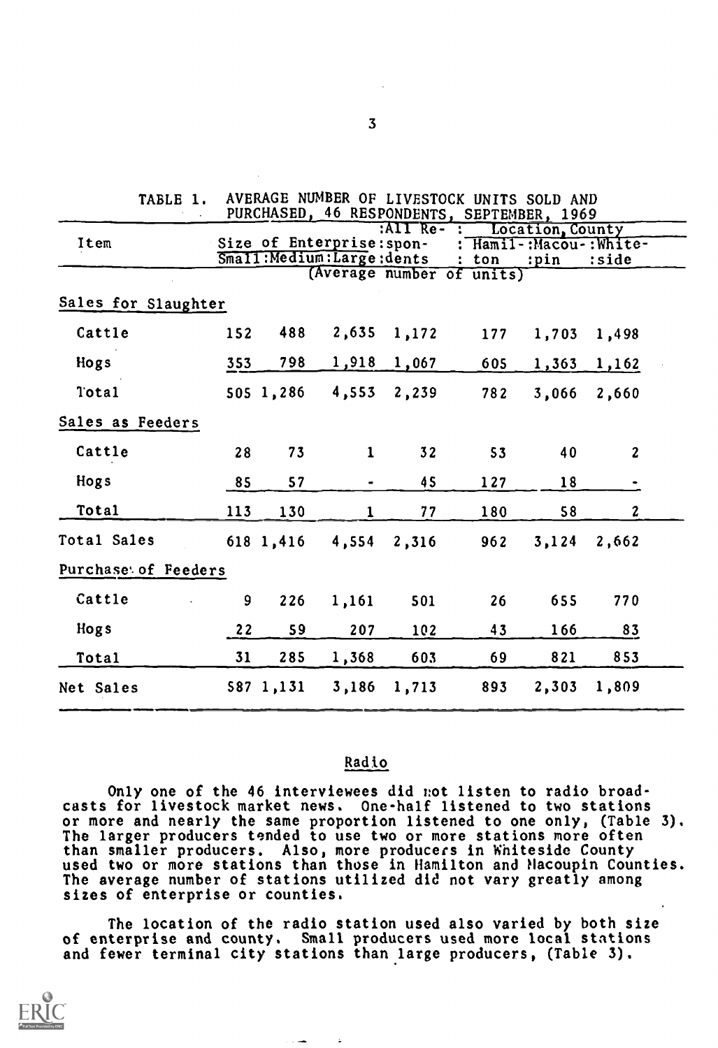TABLE 1. AVERAGE NUMBER OF LIVESTOCK UNITS SOLD AND PURCHASED, 46 RESPONDENTS, SEPTEMBER, 1969

| Item | Size of Enterprise | | | All Respondents | Location, County | | |
|---|---|---|---|---|---|---|---|
| | Small | Medium | Large | | Hamilton | Macoupin | Whiteside |
| | (Average number of units) | | | | | | |
| **Sales for Slaughter** | | | | | | | |
| Cattle | 152 | 488 | 2,635 | 1,172 | 177 | 1,703 | 1,498 |
| Hogs | 353 | 798 | 1,918 | 1,067 | 605 | 1,363 | 1,162 |
| Total | 505 | 1,286 | 4,553 | 2,239 | 782 | 3,066 | 2,660 |
| **Sales as Feeders** | | | | | | | |
| Cattle | 28 | 73 | 1 | 32 | 53 | 40 | 2 |
| Hogs | 85 | 57 | - | 45 | 127 | 18 | - |
| Total | 113 | 130 | 1 | 77 | 180 | 58 | 2 |
| Total Sales | 618 | 1,416 | 4,554 | 2,316 | 962 | 3,124 | 2,662 |
| **Purchase of Feeders** | | | | | | | |
| Cattle | 9 | 226 | 1,161 | 501 | 26 | 655 | 770 |
| Hogs | 22 | 59 | 207 | 102 | 43 | 166 | 83 |
| Total | 31 | 285 | 1,368 | 603 | 69 | 821 | 853 |
| Net Sales | 587 | 1,131 | 3,186 | 1,713 | 893 | 2,303 | 1,809 |

## Radio

Only one of the 46 interviewees did not listen to radio broadcasts for livestock market news. One-half listened to two stations or more and nearly the same proportion listened to one only, (Table 3). The larger producers tended to use two or more stations more often than smaller producers. Also, more producers in Whiteside County used two or more stations than those in Hamilton and Macoupin Counties. The average number of stations utilized did not vary greatly among sizes of enterprise or counties.

The location of the radio station used also varied by both size of enterprise and county. Small producers used more local stations and fewer terminal city stations than large producers, (Table 3).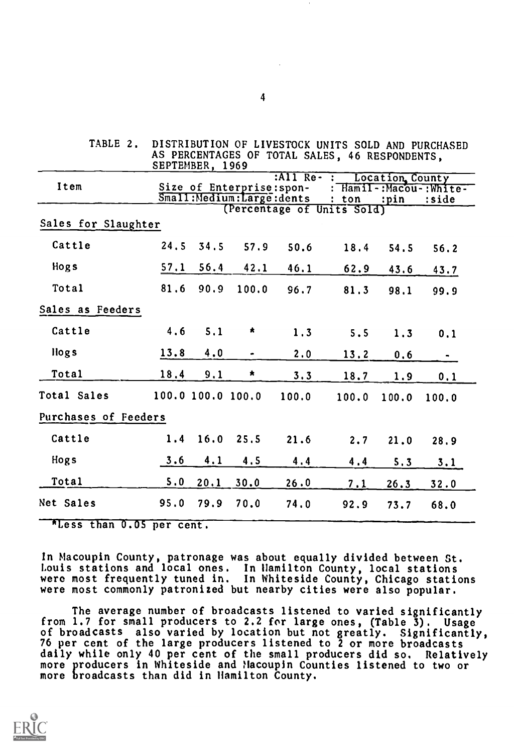TABLE 2. DISTRIBUTION OF LIVESTOCK UNITS SOLD AND PURCHASED AS PERCENTAGES OF TOTAL SALES, 46 RESPONDENTS, SEPTEMBER, 1969

| Item | Size of Enterprise | | | All Respondents | Location, County | | |
|---|---|---|---|---|---|---|---|
| | Small | Medium | Large | | Hamilton | Macoupin | Whiteside |
| | (Percentage of Units Sold) | | | | | | |
| **Sales for Slaughter** | | | | | | | |
| Cattle | 24.5 | 34.5 | 57.9 | 50.6 | 18.4 | 54.5 | 56.2 |
| Hogs | 57.1 | 56.4 | 42.1 | 46.1 | 62.9 | 43.6 | 43.7 |
| Total | 81.6 | 90.9 | 100.0 | 96.7 | 81.3 | 98.1 | 99.9 |
| **Sales as Feeders** | | | | | | | |
| Cattle | 4.6 | 5.1 | * | 1.3 | 5.5 | 1.3 | 0.1 |
| Hogs | 13.8 | 4.0 | - | 2.0 | 13.2 | 0.6 | - |
| Total | 18.4 | 9.1 | * | 3.3 | 18.7 | 1.9 | 0.1 |
| Total Sales | 100.0 | 100.0 | 100.0 | 100.0 | 100.0 | 100.0 | 100.0 |
| **Purchases of Feeders** | | | | | | | |
| Cattle | 1.4 | 16.0 | 25.5 | 21.6 | 2.7 | 21.0 | 28.9 |
| Hogs | 3.6 | 4.1 | 4.5 | 4.4 | 4.4 | 5.3 | 3.1 |
| Total | 5.0 | 20.1 | 30.0 | 26.0 | 7.1 | 26.3 | 32.0 |
| Net Sales | 95.0 | 79.9 | 70.0 | 74.0 | 92.9 | 73.7 | 68.0 |

*Less than 0.05 per cent.

In Macoupin County, patronage was about equally divided between St. Louis stations and local ones. In Hamilton County, local stations were most frequently tuned in. In Whiteside County, Chicago stations were most commonly patronized but nearby cities were also popular.

The average number of broadcasts listened to varied significantly from 1.7 for small producers to 2.2 for large ones, (Table 3). Usage of broadcasts also varied by location but not greatly. Significantly, 76 per cent of the large producers listened to 2 or more broadcasts daily while only 40 per cent of the small producers did so. Relatively more producers in Whiteside and Macoupin Counties listened to two or more broadcasts than did in Hamilton County.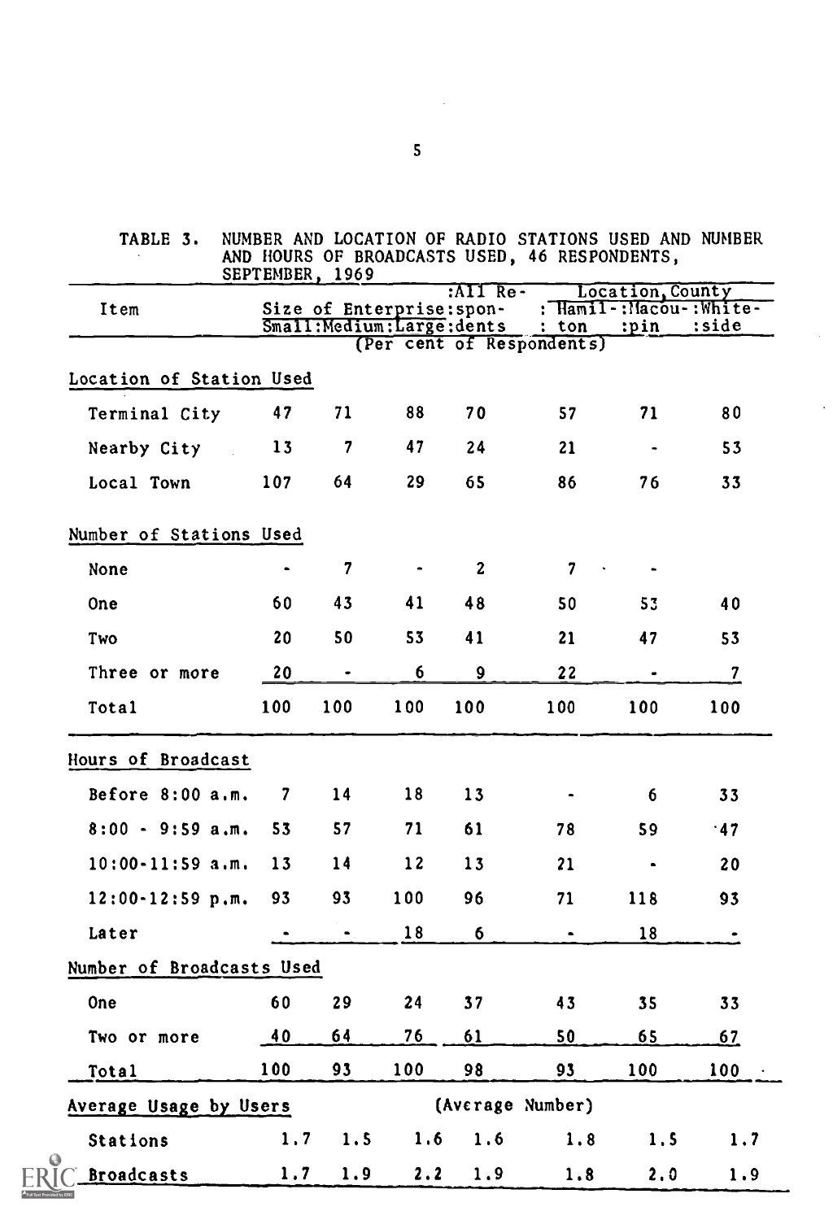TABLE 3. NUMBER AND LOCATION OF RADIO STATIONS USED AND NUMBER AND HOURS OF BROADCASTS USED, 46 RESPONDENTS, SEPTEMBER, 1969

| Item | Size of Enterprise: Small | Medium | Large | All Respondents | Location, County: Hamilton | Macoupin | Whiteside |
|---|---|---|---|---|---|---|---|
| | (Per cent of Respondents) | | | | | | |
| **Location of Station Used** | | | | | | | |
| Terminal City | 47 | 71 | 88 | 70 | 57 | 71 | 80 |
| Nearby City | 13 | 7 | 47 | 24 | 21 | - | 53 |
| Local Town | 107 | 64 | 29 | 65 | 86 | 76 | 33 |
| **Number of Stations Used** | | | | | | | |
| None | - | 7 | - | 2 | 7 | - | |
| One | 60 | 43 | 41 | 48 | 50 | 53 | 40 |
| Two | 20 | 50 | 53 | 41 | 21 | 47 | 53 |
| Three or more | 20 | - | 6 | 9 | 22 | - | 7 |
| Total | 100 | 100 | 100 | 100 | 100 | 100 | 100 |
| **Hours of Broadcast** | | | | | | | |
| Before 8:00 a.m. | 7 | 14 | 18 | 13 | - | 6 | 33 |
| 8:00 - 9:59 a.m. | 53 | 57 | 71 | 61 | 78 | 59 | 47 |
| 10:00-11:59 a.m. | 13 | 14 | 12 | 13 | 21 | - | 20 |
| 12:00-12:59 p.m. | 93 | 93 | 100 | 96 | 71 | 118 | 93 |
| Later | - | - | 18 | 6 | - | 18 | - |
| **Number of Broadcasts Used** | | | | | | | |
| One | 60 | 29 | 24 | 37 | 43 | 35 | 33 |
| Two or more | 40 | 64 | 76 | 61 | 50 | 65 | 67 |
| Total | 100 | 93 | 100 | 98 | 93 | 100 | 100 |
| **Average Usage by Users** | (Average Number) | | | | | | |
| Stations | 1.7 | 1.5 | 1.6 | 1.6 | 1.8 | 1.5 | 1.7 |
| Broadcasts | 1.7 | 1.9 | 2.2 | 1.9 | 1.8 | 2.0 | 1.9 |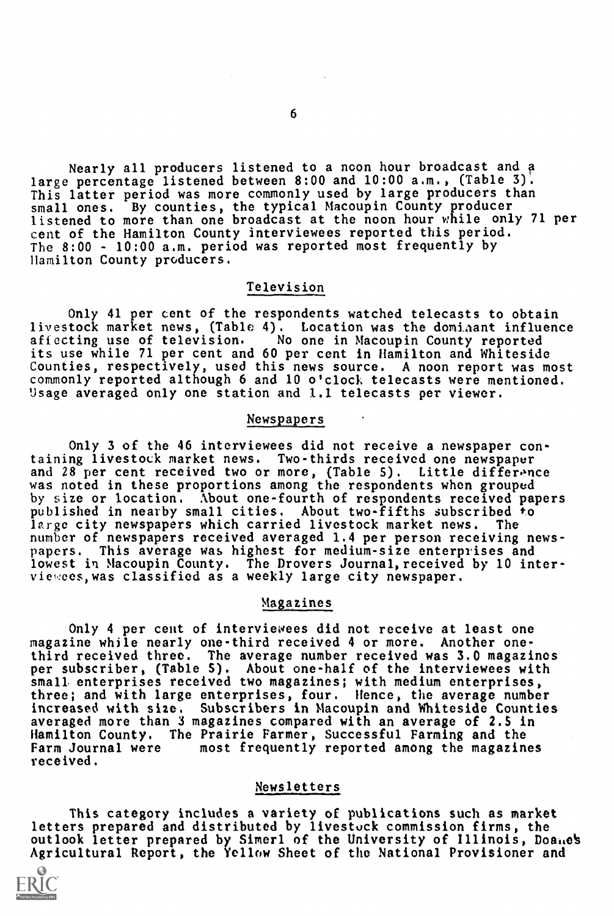Nearly all producers listened to a noon hour broadcast and a large percentage listened between 8:00 and 10:00 a.m., (Table 3). This latter period was more commonly used by large producers than small ones. By counties, the typical Macoupin County producer listened to more than one broadcast at the noon hour while only 71 per cent of the Hamilton County interviewees reported this period. The 8:00 - 10:00 a.m. period was reported most frequently by Hamilton County producers.

## Television

Only 41 per cent of the respondents watched telecasts to obtain livestock market news, (Table 4). Location was the dominant influence affecting use of television. No one in Macoupin County reported its use while 71 per cent and 60 per cent in Hamilton and Whiteside Counties, respectively, used this news source. A noon report was most commonly reported although 6 and 10 o'clock telecasts were mentioned. Usage averaged only one station and 1.1 telecasts per viewer.

## Newspapers

Only 3 of the 46 interviewees did not receive a newspaper containing livestock market news. Two-thirds received one newspaper and 28 per cent received two or more, (Table 5). Little difference was noted in these proportions among the respondents when grouped by size or location. About one-fourth of respondents received papers published in nearby small cities. About two-fifths subscribed to large city newspapers which carried livestock market news. The number of newspapers received averaged 1.4 per person receiving newspapers. This average was highest for medium-size enterprises and lowest in Macoupin County. The Drovers Journal, received by 10 interviewees, was classified as a weekly large city newspaper.

## Magazines

Only 4 per cent of interviewees did not receive at least one magazine while nearly one-third received 4 or more. Another one-third received three. The average number received was 3.0 magazines per subscriber, (Table 5). About one-half of the interviewees with small enterprises received two magazines; with medium enterprises, three; and with large enterprises, four. Hence, the average number increased with size. Subscribers in Macoupin and Whiteside Counties averaged more than 3 magazines compared with an average of 2.5 in Hamilton County. The Prairie Farmer, Successful Farming and the Farm Journal were most frequently reported among the magazines received.

## Newsletters

This category includes a variety of publications such as market letters prepared and distributed by livestock commission firms, the outlook letter prepared by Simerl of the University of Illinois, Doane's Agricultural Report, the Yellow Sheet of the National Provisioner and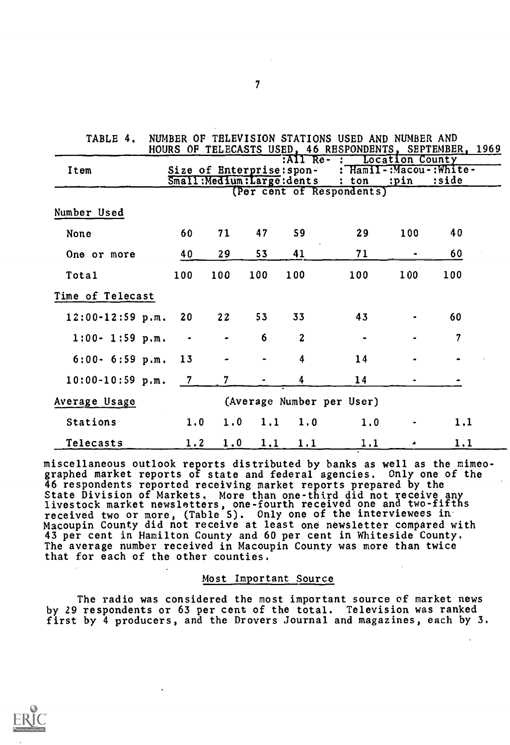TABLE 4. NUMBER OF TELEVISION STATIONS USED AND NUMBER AND HOURS OF TELECASTS USED, 46 RESPONDENTS, SEPTEMBER, 1969

| Item | Size of Enterprise | | | All Respondents | Location County | | |
|---|---|---|---|---|---|---|---|
| | Small | Medium | Large | | Hamilton | Macoupin | Whiteside |
| | (Per cent of Respondents) | | | | | | |
| **Number Used** | | | | | | | |
| None | 60 | 71 | 47 | 59 | 29 | 100 | 40 |
| One or more | 40 | 29 | 53 | 41 | 71 | - | 60 |
| Total | 100 | 100 | 100 | 100 | 100 | 100 | 100 |
| **Time of Telecast** | | | | | | | |
| 12:00-12:59 p.m. | 20 | 22 | 53 | 33 | 43 | - | 60 |
| 1:00- 1:59 p.m. | - | - | 6 | 2 | - | - | 7 |
| 6:00- 6:59 p.m. | 13 | - | - | 4 | 14 | - | - |
| 10:00-10:59 p.m. | 7 | 7 | - | 4 | 14 | - | - |
| **Average Usage** | (Average Number per User) | | | | | | |
| Stations | 1.0 | 1.0 | 1.1 | 1.0 | 1.0 | - | 1.1 |
| Telecasts | 1.2 | 1.0 | 1.1 | 1.1 | 1.1 | - | 1.1 |

miscellaneous outlook reports distributed by banks as well as the mimeographed market reports of state and federal agencies. Only one of the 46 respondents reported receiving market reports prepared by the State Division of Markets. More than one-third did not receive any livestock market newsletters, one-fourth received one and two-fifths received two or more, (Table 5). Only one of the interviewees in Macoupin County did not receive at least one newsletter compared with 43 per cent in Hamilton County and 60 per cent in Whiteside County. The average number received in Macoupin County was more than twice that for each of the other counties.

## Most Important Source

The radio was considered the most important source of market news by 29 respondents or 63 per cent of the total. Television was ranked first by 4 producers, and the Drovers Journal and magazines, each by 3.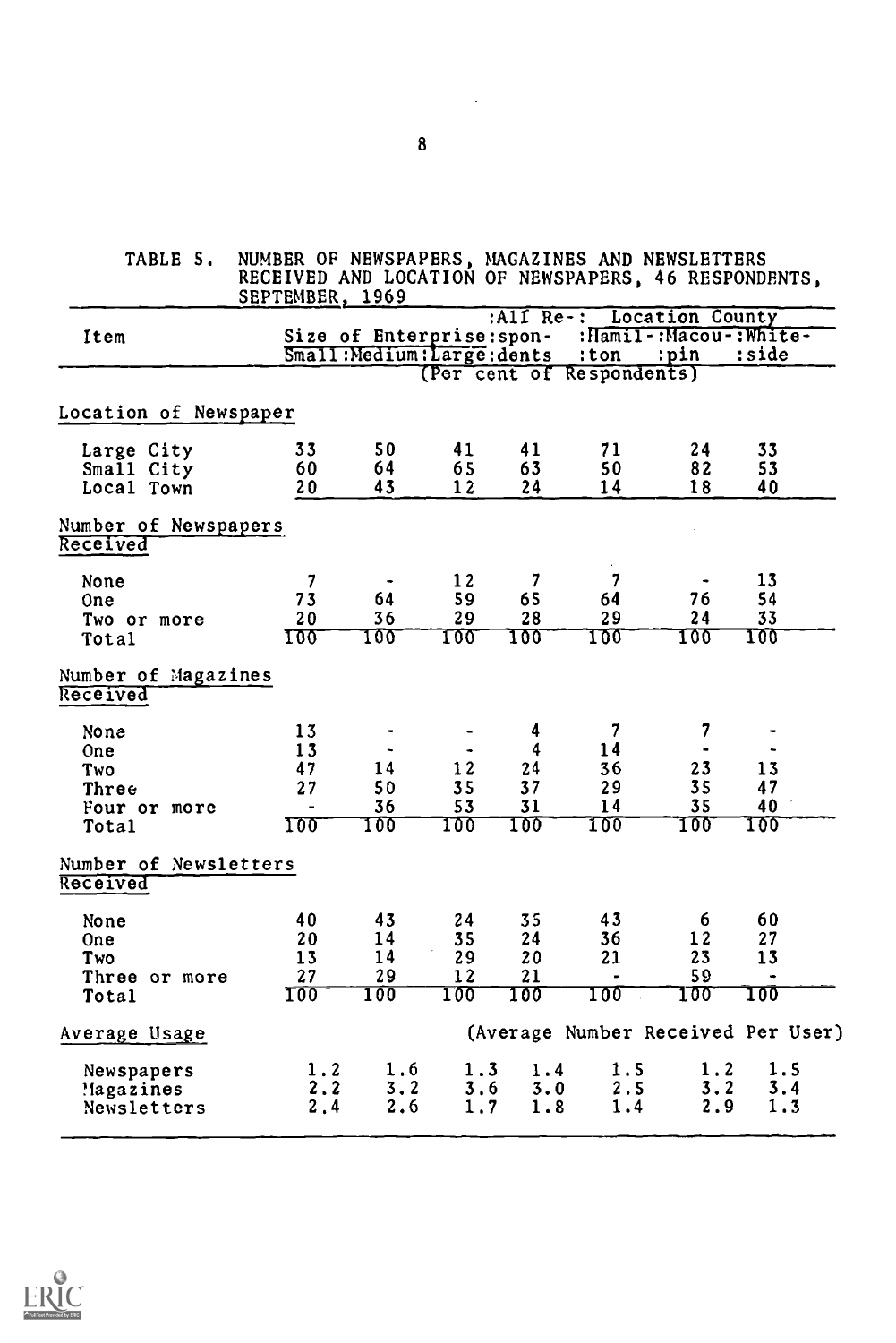TABLE 5. NUMBER OF NEWSPAPERS, MAGAZINES AND NEWSLETTERS RECEIVED AND LOCATION OF NEWSPAPERS, 46 RESPONDENTS, SEPTEMBER, 1969

| Item | Size of Enterprise | | | All Respondents | Location County | | |
|---|---|---|---|---|---|---|---|
| | Small | Medium | Large | | Hamilton | Macoupin | Whiteside |
| | (Per cent of Respondents) | | | | | | |
| **Location of Newspaper** | | | | | | | |
| Large City | 33 | 50 | 41 | 41 | 71 | 24 | 33 |
| Small City | 60 | 64 | 65 | 63 | 50 | 82 | 53 |
| Local Town | 20 | 43 | 12 | 24 | 14 | 18 | 40 |
| **Number of Newspapers Received** | | | | | | | |
| None | 7 | - | 12 | 7 | 7 | - | 13 |
| One | 73 | 64 | 59 | 65 | 64 | 76 | 54 |
| Two or more | 20 | 36 | 29 | 28 | 29 | 24 | 33 |
| Total | 100 | 100 | 100 | 100 | 100 | 100 | 100 |
| **Number of Magazines Received** | | | | | | | |
| None | 13 | - | - | 4 | 7 | 7 | - |
| One | 13 | - | - | 4 | 14 | - | - |
| Two | 47 | 14 | 12 | 24 | 36 | 23 | 13 |
| Three | 27 | 50 | 35 | 37 | 29 | 35 | 47 |
| Four or more | - | 36 | 53 | 31 | 14 | 35 | 40 |
| Total | 100 | 100 | 100 | 100 | 100 | 100 | 100 |
| **Number of Newsletters Received** | | | | | | | |
| None | 40 | 43 | 24 | 35 | 43 | 6 | 60 |
| One | 20 | 14 | 35 | 24 | 36 | 12 | 27 |
| Two | 13 | 14 | 29 | 20 | 21 | 23 | 13 |
| Three or more | 27 | 29 | 12 | 21 | - | 59 | - |
| Total | 100 | 100 | 100 | 100 | 100 | 100 | 100 |
| **Average Usage** | (Average Number Received Per User) | | | | | | |
| Newspapers | 1.2 | 1.6 | 1.3 | 1.4 | 1.5 | 1.2 | 1.5 |
| Magazines | 2.2 | 3.2 | 3.6 | 3.0 | 2.5 | 3.2 | 3.4 |
| Newsletters | 2.4 | 2.6 | 1.7 | 1.8 | 1.4 | 2.9 | 1.3 |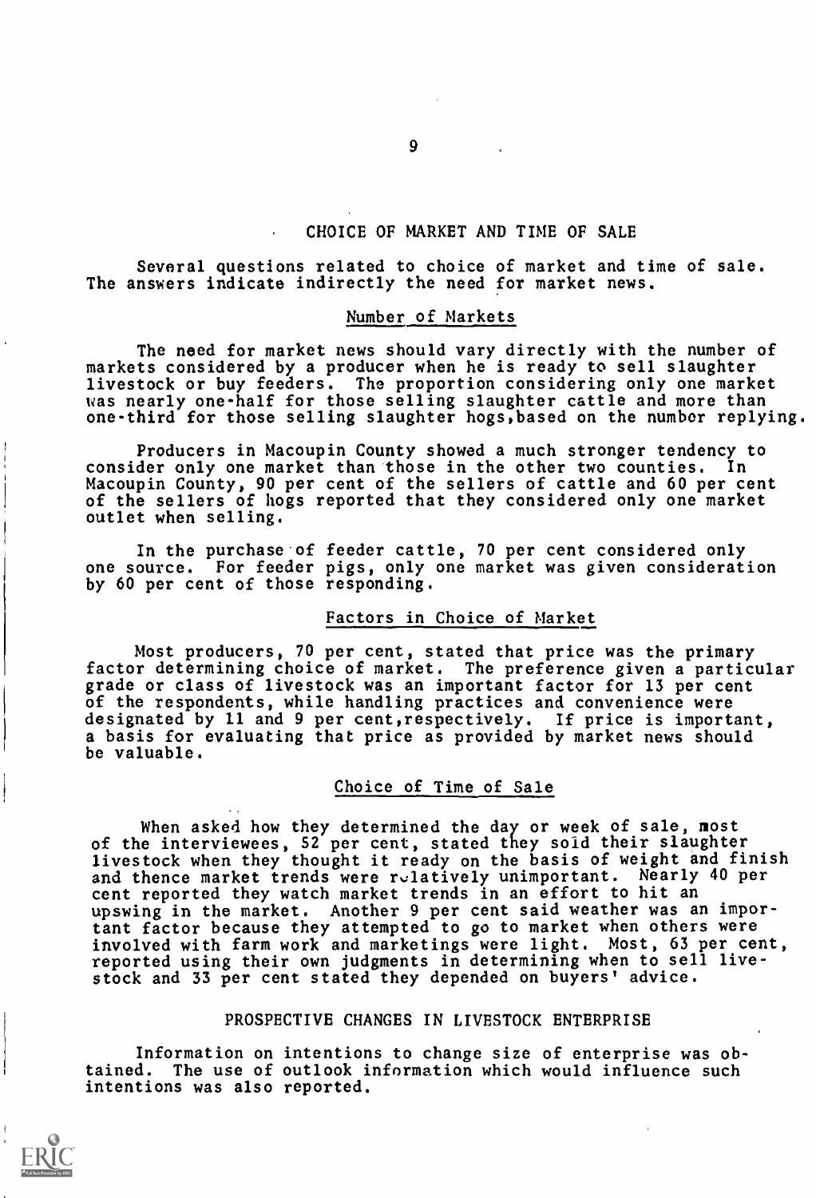## CHOICE OF MARKET AND TIME OF SALE

Several questions related to choice of market and time of sale. The answers indicate indirectly the need for market news.

### Number of Markets

The need for market news should vary directly with the number of markets considered by a producer when he is ready to sell slaughter livestock or buy feeders. The proportion considering only one market was nearly one-half for those selling slaughter cattle and more than one-third for those selling slaughter hogs, based on the number replying.

Producers in Macoupin County showed a much stronger tendency to consider only one market than those in the other two counties. In Macoupin County, 90 per cent of the sellers of cattle and 60 per cent of the sellers of hogs reported that they considered only one market outlet when selling.

In the purchase of feeder cattle, 70 per cent considered only one source. For feeder pigs, only one market was given consideration by 60 per cent of those responding.

### Factors in Choice of Market

Most producers, 70 per cent, stated that price was the primary factor determining choice of market. The preference given a particular grade or class of livestock was an important factor for 13 per cent of the respondents, while handling practices and convenience were designated by 11 and 9 per cent, respectively. If price is important, a basis for evaluating that price as provided by market news should be valuable.

### Choice of Time of Sale

When asked how they determined the day or week of sale, most of the interviewees, 52 per cent, stated they sold their slaughter livestock when they thought it ready on the basis of weight and finish and thence market trends were relatively unimportant. Nearly 40 per cent reported they watch market trends in an effort to hit an upswing in the market. Another 9 per cent said weather was an important factor because they attempted to go to market when others were involved with farm work and marketings were light. Most, 63 per cent, reported using their own judgments in determining when to sell livestock and 33 per cent stated they depended on buyers' advice.

## PROSPECTIVE CHANGES IN LIVESTOCK ENTERPRISE

Information on intentions to change size of enterprise was obtained. The use of outlook information which would influence such intentions was also reported.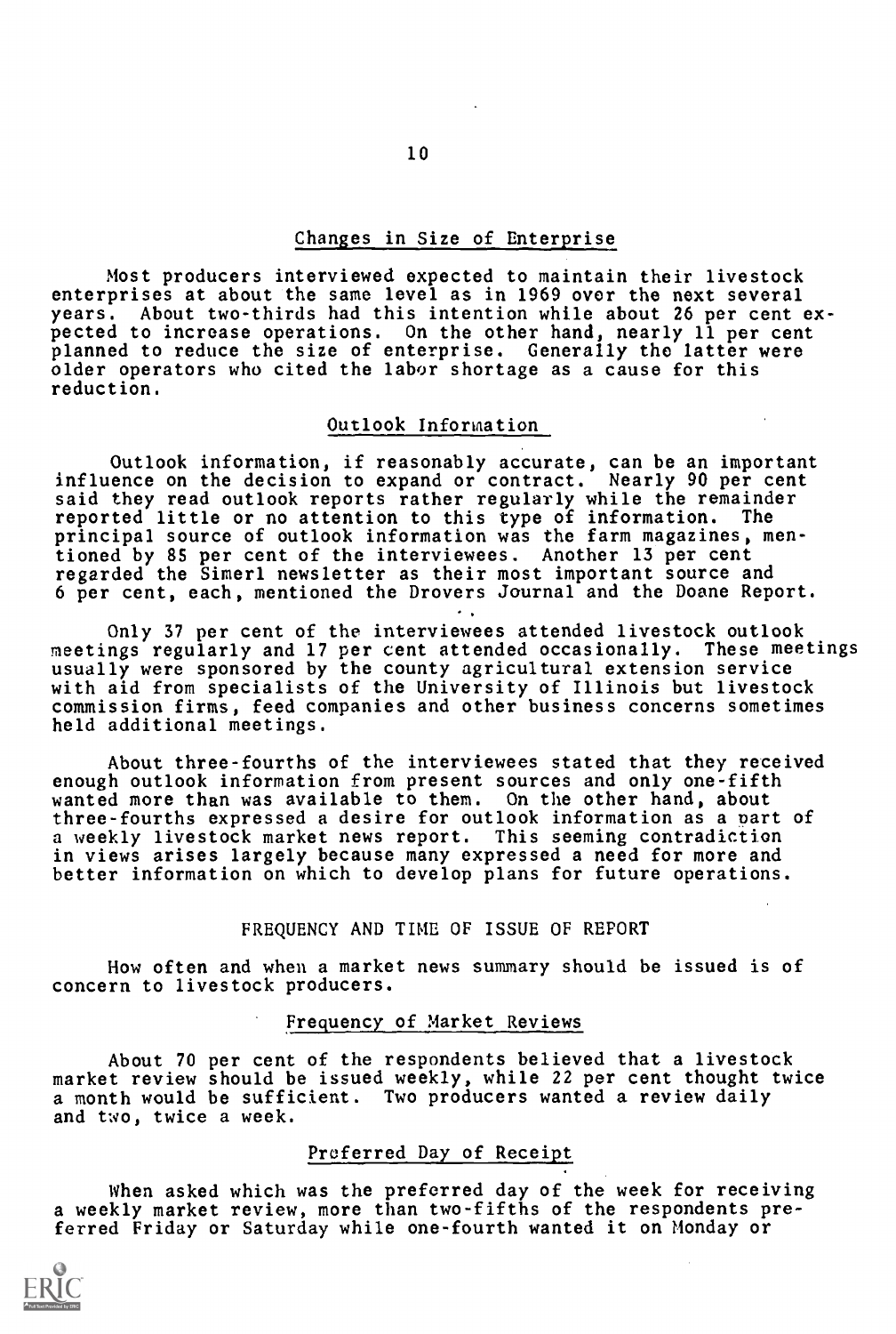## Changes in Size of Enterprise

Most producers interviewed expected to maintain their livestock enterprises at about the same level as in 1969 over the next several years. About two-thirds had this intention while about 26 per cent expected to increase operations. On the other hand, nearly 11 per cent planned to reduce the size of enterprise. Generally the latter were older operators who cited the labor shortage as a cause for this reduction.

## Outlook Information

Outlook information, if reasonably accurate, can be an important influence on the decision to expand or contract. Nearly 90 per cent said they read outlook reports rather regularly while the remainder reported little or no attention to this type of information. The principal source of outlook information was the farm magazines, mentioned by 85 per cent of the interviewees. Another 13 per cent regarded the Simerl newsletter as their most important source and 6 per cent, each, mentioned the Drovers Journal and the Doane Report.

Only 37 per cent of the interviewees attended livestock outlook meetings regularly and 17 per cent attended occasionally. These meetings usually were sponsored by the county agricultural extension service with aid from specialists of the University of Illinois but livestock commission firms, feed companies and other business concerns sometimes held additional meetings.

About three-fourths of the interviewees stated that they received enough outlook information from present sources and only one-fifth wanted more than was available to them. On the other hand, about three-fourths expressed a desire for outlook information as a part of a weekly livestock market news report. This seeming contradiction in views arises largely because many expressed a need for more and better information on which to develop plans for future operations.

# FREQUENCY AND TIME OF ISSUE OF REPORT

How often and when a market news summary should be issued is of concern to livestock producers.

## Frequency of Market Reviews

About 70 per cent of the respondents believed that a livestock market review should be issued weekly, while 22 per cent thought twice a month would be sufficient. Two producers wanted a review daily and two, twice a week.

## Preferred Day of Receipt

When asked which was the preferred day of the week for receiving a weekly market review, more than two-fifths of the respondents preferred Friday or Saturday while one-fourth wanted it on Monday or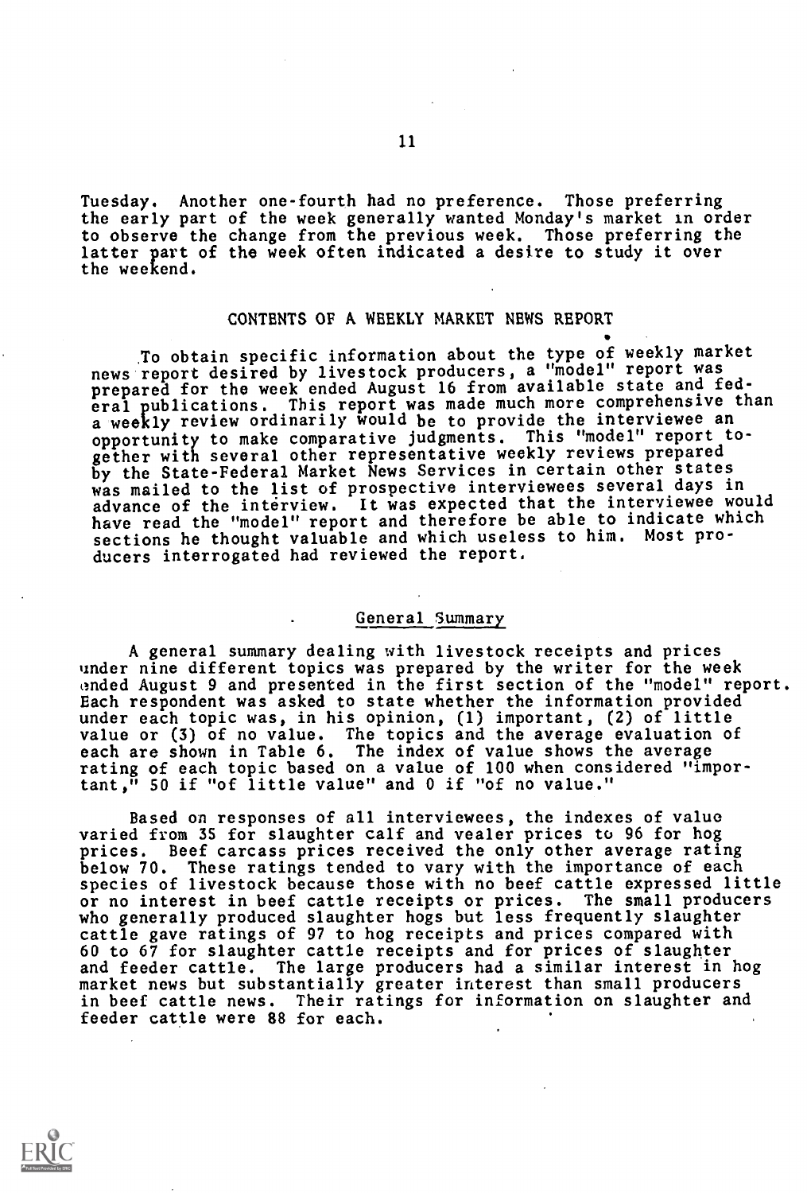Tuesday. Another one-fourth had no preference. Those preferring the early part of the week generally wanted Monday's market in order to observe the change from the previous week. Those preferring the latter part of the week often indicated a desire to study it over the weekend.

## CONTENTS OF A WEEKLY MARKET NEWS REPORT

To obtain specific information about the type of weekly market news report desired by livestock producers, a "model" report was prepared for the week ended August 16 from available state and federal publications. This report was made much more comprehensive than a weekly review ordinarily would be to provide the interviewee an opportunity to make comparative judgments. This "model" report together with several other representative weekly reviews prepared by the State-Federal Market News Services in certain other states was mailed to the list of prospective interviewees several days in advance of the interview. It was expected that the interviewee would have read the "model" report and therefore be able to indicate which sections he thought valuable and which useless to him. Most producers interrogated had reviewed the report.

### General Summary

A general summary dealing with livestock receipts and prices under nine different topics was prepared by the writer for the week ended August 9 and presented in the first section of the "model" report. Each respondent was asked to state whether the information provided under each topic was, in his opinion, (1) important, (2) of little value or (3) of no value. The topics and the average evaluation of each are shown in Table 6. The index of value shows the average rating of each topic based on a value of 100 when considered "important," 50 if "of little value" and 0 if "of no value."

Based on responses of all interviewees, the indexes of value varied from 35 for slaughter calf and vealer prices to 96 for hog prices. Beef carcass prices received the only other average rating below 70. These ratings tended to vary with the importance of each species of livestock because those with no beef cattle expressed little or no interest in beef cattle receipts or prices. The small producers who generally produced slaughter hogs but less frequently slaughter cattle gave ratings of 97 to hog receipts and prices compared with 60 to 67 for slaughter cattle receipts and for prices of slaughter and feeder cattle. The large producers had a similar interest in hog market news but substantially greater interest than small producers in beef cattle news. Their ratings for information on slaughter and feeder cattle were 88 for each.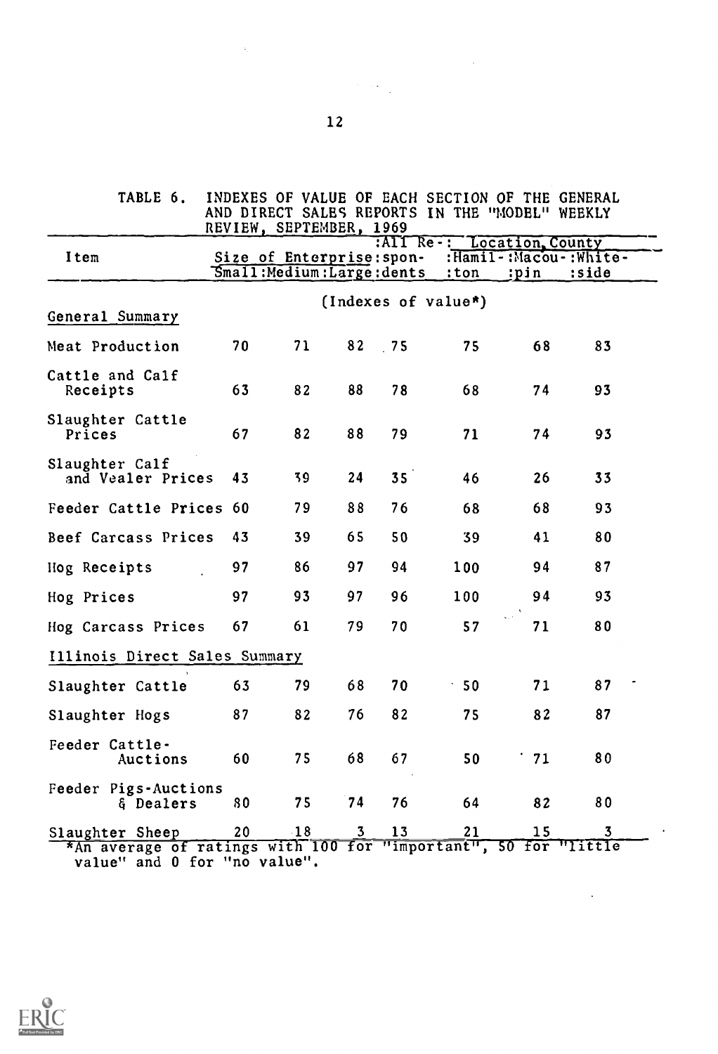TABLE 6. INDEXES OF VALUE OF EACH SECTION OF THE GENERAL AND DIRECT SALES REPORTS IN THE "MODEL" WEEKLY REVIEW, SEPTEMBER, 1969

| Item | Size of Enterprise | | | All Respondents | Location, County | | |
|---|---|---|---|---|---|---|---|
| | Small | Medium | Large | | Hamilton | Macoupin | Whiteside |
| | (Indexes of value*) | | | | | | |
| **General Summary** | | | | | | | |
| Meat Production | 70 | 71 | 82 | 75 | 75 | 68 | 83 |
| Cattle and Calf Receipts | 63 | 82 | 88 | 78 | 68 | 74 | 93 |
| Slaughter Cattle Prices | 67 | 82 | 88 | 79 | 71 | 74 | 93 |
| Slaughter Calf and Vealer Prices | 43 | 39 | 24 | 35 | 46 | 26 | 33 |
| Feeder Cattle Prices | 60 | 79 | 88 | 76 | 68 | 68 | 93 |
| Beef Carcass Prices | 43 | 39 | 65 | 50 | 39 | 41 | 80 |
| Hog Receipts | 97 | 86 | 97 | 94 | 100 | 94 | 87 |
| Hog Prices | 97 | 93 | 97 | 96 | 100 | 94 | 93 |
| Hog Carcass Prices | 67 | 61 | 79 | 70 | 57 | 71 | 80 |
| **Illinois Direct Sales Summary** | | | | | | | |
| Slaughter Cattle | 63 | 79 | 68 | 70 | 50 | 71 | 87 |
| Slaughter Hogs | 87 | 82 | 76 | 82 | 75 | 82 | 87 |
| Feeder Cattle-Auctions | 60 | 75 | 68 | 67 | 50 | 71 | 80 |
| Feeder Pigs-Auctions & Dealers | 80 | 75 | 74 | 76 | 64 | 82 | 80 |
| Slaughter Sheep | 20 | 18 | 3 | 13 | 21 | 15 | 3 |

*An average of ratings with 100 for "important", 50 for "little value" and 0 for "no value".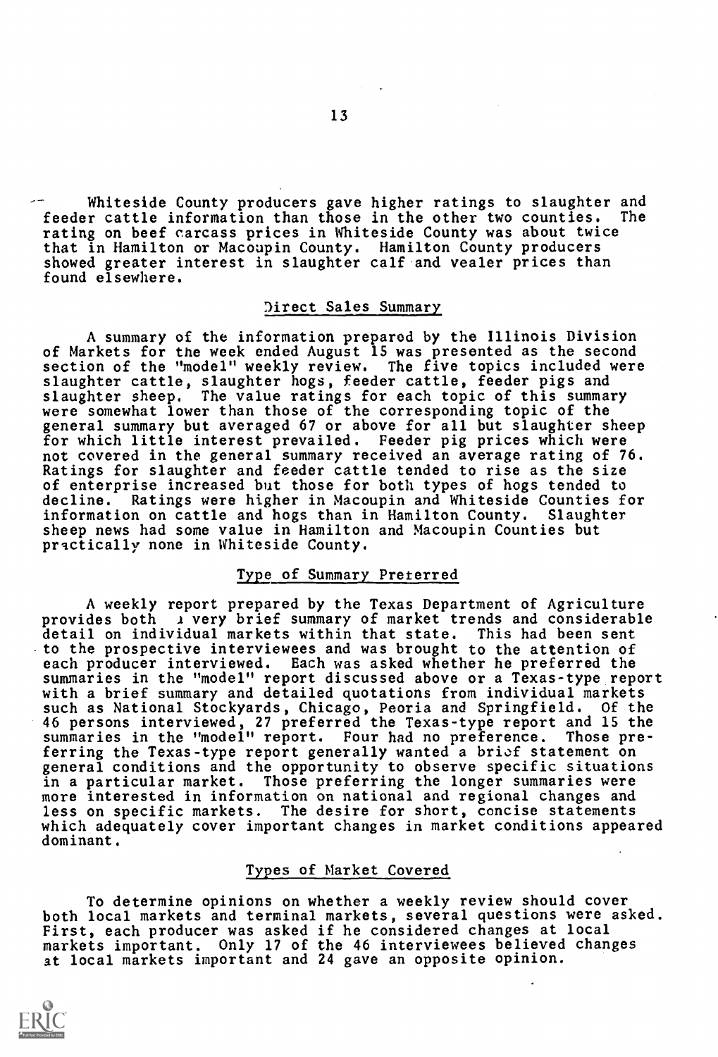Whiteside County producers gave higher ratings to slaughter and feeder cattle information than those in the other two counties. The rating on beef carcass prices in Whiteside County was about twice that in Hamilton or Macoupin County. Hamilton County producers showed greater interest in slaughter calf and vealer prices than found elsewhere.

## Direct Sales Summary

A summary of the information prepared by the Illinois Division of Markets for the week ended August 15 was presented as the second section of the "model" weekly review. The five topics included were slaughter cattle, slaughter hogs, feeder cattle, feeder pigs and slaughter sheep. The value ratings for each topic of this summary were somewhat lower than those of the corresponding topic of the general summary but averaged 67 or above for all but slaughter sheep for which little interest prevailed. Feeder pig prices which were not covered in the general summary received an average rating of 76. Ratings for slaughter and feeder cattle tended to rise as the size of enterprise increased but those for both types of hogs tended to decline. Ratings were higher in Macoupin and Whiteside Counties for information on cattle and hogs than in Hamilton County. Slaughter sheep news had some value in Hamilton and Macoupin Counties but practically none in Whiteside County.

## Type of Summary Preferred

A weekly report prepared by the Texas Department of Agriculture provides both a very brief summary of market trends and considerable detail on individual markets within that state. This had been sent to the prospective interviewees and was brought to the attention of each producer interviewed. Each was asked whether he preferred the summaries in the "model" report discussed above or a Texas-type report with a brief summary and detailed quotations from individual markets such as National Stockyards, Chicago, Peoria and Springfield. Of the 46 persons interviewed, 27 preferred the Texas-type report and 15 the summaries in the "model" report. Four had no preference. Those preferring the Texas-type report generally wanted a brief statement on general conditions and the opportunity to observe specific situations in a particular market. Those preferring the longer summaries were more interested in information on national and regional changes and less on specific markets. The desire for short, concise statements which adequately cover important changes in market conditions appeared dominant.

## Types of Market Covered

To determine opinions on whether a weekly review should cover both local markets and terminal markets, several questions were asked. First, each producer was asked if he considered changes at local markets important. Only 17 of the 46 interviewees believed changes at local markets important and 24 gave an opposite opinion.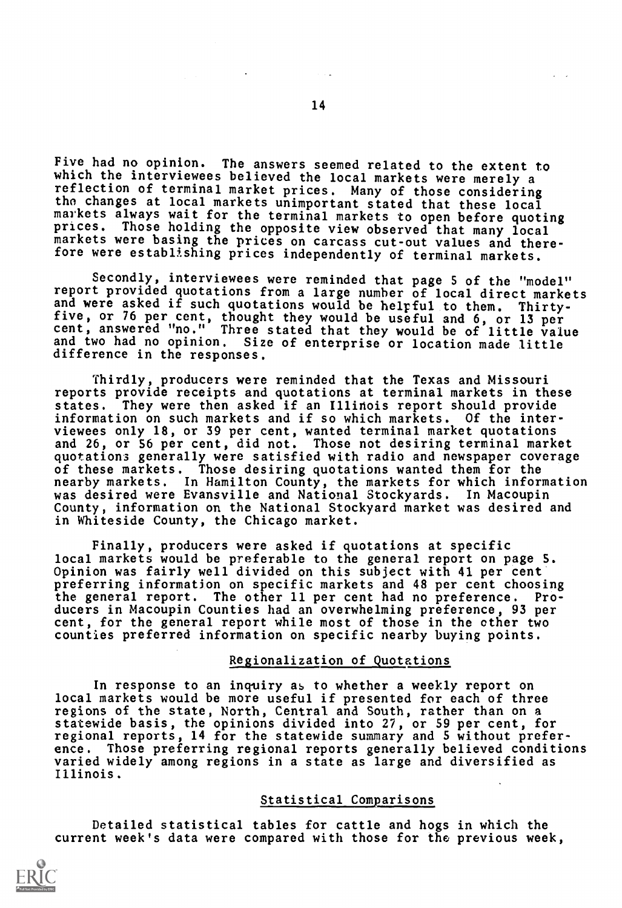Five had no opinion. The answers seemed related to the extent to which the interviewees believed the local markets were merely a reflection of terminal market prices. Many of those considering the changes at local markets unimportant stated that these local markets always wait for the terminal markets to open before quoting prices. Those holding the opposite view observed that many local markets were basing the prices on carcass cut-out values and therefore were establishing prices independently of terminal markets.

Secondly, interviewees were reminded that page 5 of the "model" report provided quotations from a large number of local direct markets and were asked if such quotations would be helpful to them. Thirty-five, or 76 per cent, thought they would be useful and 6, or 13 per cent, answered "no." Three stated that they would be of little value and two had no opinion. Size of enterprise or location made little difference in the responses.

Thirdly, producers were reminded that the Texas and Missouri reports provide receipts and quotations at terminal markets in these states. They were then asked if an Illinois report should provide information on such markets and if so which markets. Of the interviewees only 18, or 39 per cent, wanted terminal market quotations and 26, or 56 per cent, did not. Those not desiring terminal market quotations generally were satisfied with radio and newspaper coverage of these markets. Those desiring quotations wanted them for the nearby markets. In Hamilton County, the markets for which information was desired were Evansville and National Stockyards. In Macoupin County, information on the National Stockyard market was desired and in Whiteside County, the Chicago market.

Finally, producers were asked if quotations at specific local markets would be preferable to the general report on page 5. Opinion was fairly well divided on this subject with 41 per cent preferring information on specific markets and 48 per cent choosing the general report. The other 11 per cent had no preference. Producers in Macoupin Counties had an overwhelming preference, 93 per cent, for the general report while most of those in the other two counties preferred information on specific nearby buying points.

### Regionalization of Quotations

In response to an inquiry as to whether a weekly report on local markets would be more useful if presented for each of three regions of the state, North, Central and South, rather than on a statewide basis, the opinions divided into 27, or 59 per cent, for regional reports, 14 for the statewide summary and 5 without preference. Those preferring regional reports generally believed conditions varied widely among regions in a state as large and diversified as Illinois.

### Statistical Comparisons

Detailed statistical tables for cattle and hogs in which the current week's data were compared with those for the previous week,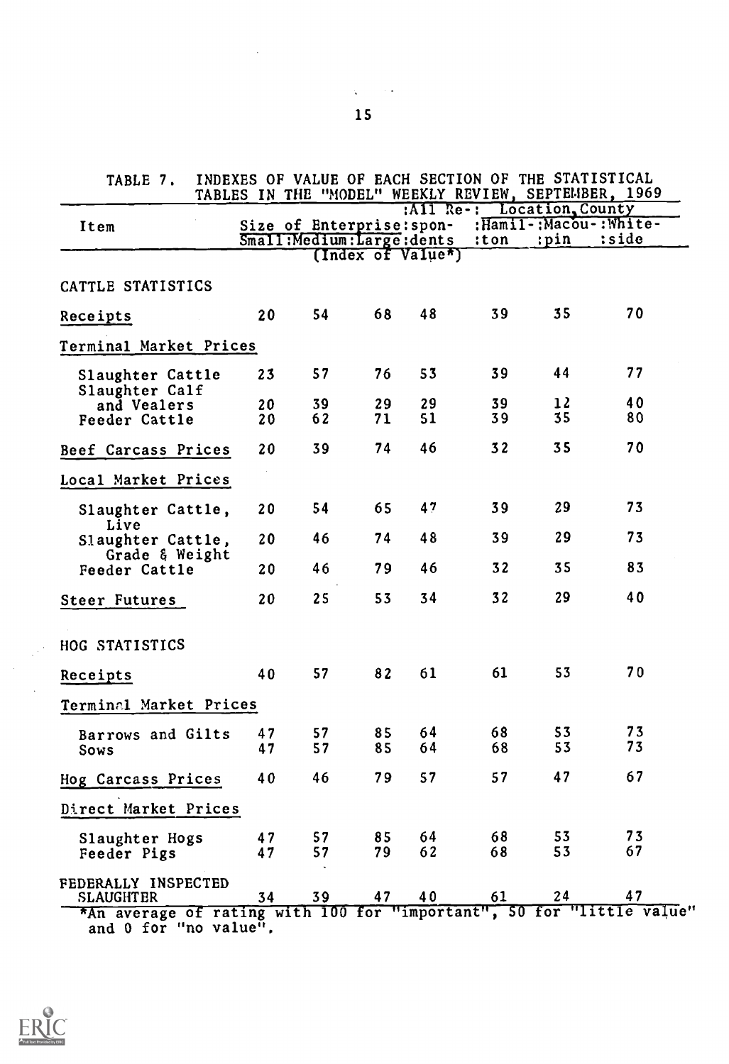TABLE 7. INDEXES OF VALUE OF EACH SECTION OF THE STATISTICAL TABLES IN THE "MODEL" WEEKLY REVIEW, SEPTEMBER, 1969

| Item | Size of Enterprise: Small | Medium | Large | All Respondents | Location, County: Hamilton | Macoupin | Whiteside |
|---|---|---|---|---|---|---|---|
| | (Index of Value*) | | | | | | |
| CATTLE STATISTICS | | | | | | | |
| Receipts | 20 | 54 | 68 | 48 | 39 | 35 | 70 |
| Terminal Market Prices | | | | | | | |
| Slaughter Cattle | 23 | 57 | 76 | 53 | 39 | 44 | 77 |
| Slaughter Calf and Vealers | 20 | 39 | 29 | 29 | 39 | 12 | 40 |
| Feeder Cattle | 20 | 62 | 71 | 51 | 39 | 35 | 80 |
| Beef Carcass Prices | 20 | 39 | 74 | 46 | 32 | 35 | 70 |
| Local Market Prices | | | | | | | |
| Slaughter Cattle, Live | 20 | 54 | 65 | 47 | 39 | 29 | 73 |
| Slaughter Cattle, Grade & Weight | 20 | 46 | 74 | 48 | 39 | 29 | 73 |
| Feeder Cattle | 20 | 46 | 79 | 46 | 32 | 35 | 83 |
| Steer Futures | 20 | 25 | 53 | 34 | 32 | 29 | 40 |
| HOG STATISTICS | | | | | | | |
| Receipts | 40 | 57 | 82 | 61 | 61 | 53 | 70 |
| Terminal Market Prices | | | | | | | |
| Barrows and Gilts | 47 | 57 | 85 | 64 | 68 | 53 | 73 |
| Sows | 47 | 57 | 85 | 64 | 68 | 53 | 73 |
| Hog Carcass Prices | 40 | 46 | 79 | 57 | 57 | 47 | 67 |
| Direct Market Prices | | | | | | | |
| Slaughter Hogs | 47 | 57 | 85 | 64 | 68 | 53 | 73 |
| Feeder Pigs | 47 | 57 | 79 | 62 | 68 | 53 | 67 |
| FEDERALLY INSPECTED SLAUGHTER | 34 | 39 | 47 | 40 | 61 | 24 | 47 |

*An average of rating with 100 for "important", 50 for "little value" and 0 for "no value".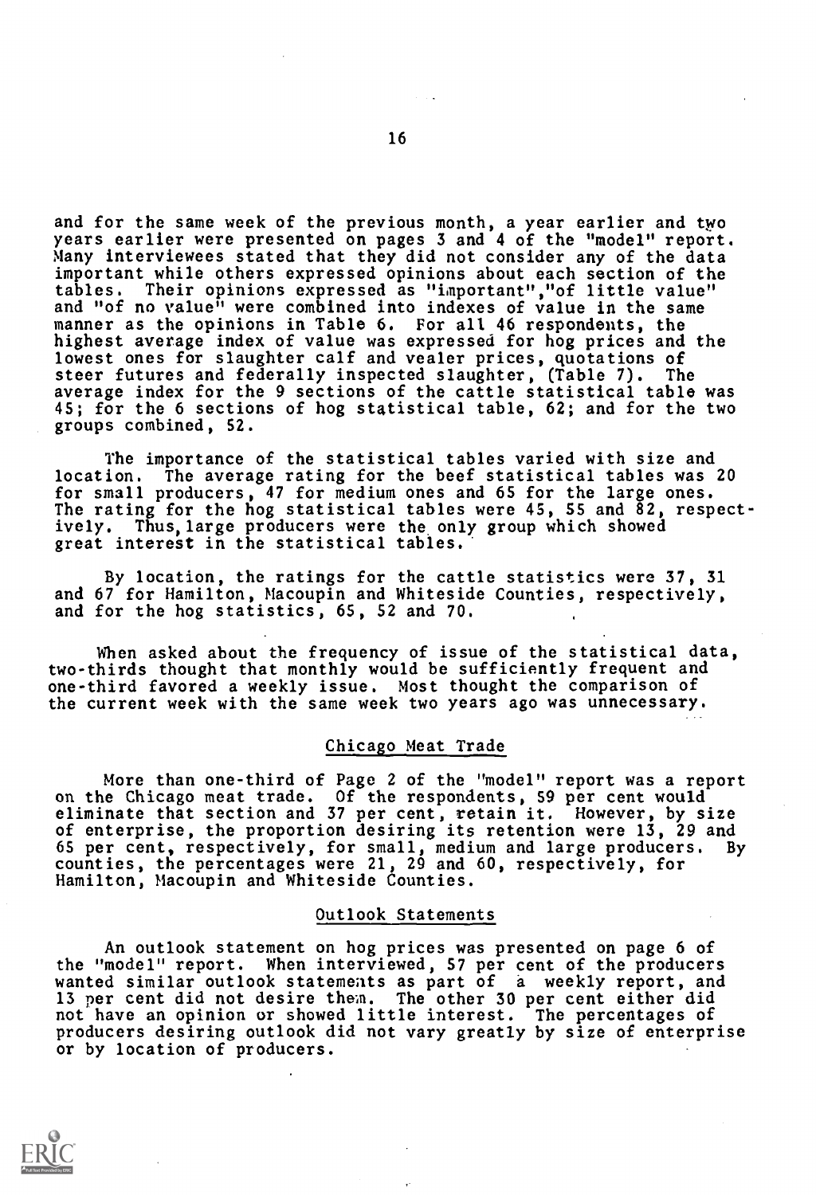and for the same week of the previous month, a year earlier and two years earlier were presented on pages 3 and 4 of the "model" report. Many interviewees stated that they did not consider any of the data important while others expressed opinions about each section of the tables. Their opinions expressed as "important","of little value" and "of no value" were combined into indexes of value in the same manner as the opinions in Table 6. For all 46 respondents, the highest average index of value was expressed for hog prices and the lowest ones for slaughter calf and vealer prices, quotations of steer futures and federally inspected slaughter, (Table 7). The average index for the 9 sections of the cattle statistical table was 45; for the 6 sections of hog statistical table, 62; and for the two groups combined, 52.

The importance of the statistical tables varied with size and location. The average rating for the beef statistical tables was 20 for small producers, 47 for medium ones and 65 for the large ones. The rating for the hog statistical tables were 45, 55 and 82, respectively. Thus, large producers were the only group which showed great interest in the statistical tables.

By location, the ratings for the cattle statistics were 37, 31 and 67 for Hamilton, Macoupin and Whiteside Counties, respectively, and for the hog statistics, 65, 52 and 70.

When asked about the frequency of issue of the statistical data, two-thirds thought that monthly would be sufficiently frequent and one-third favored a weekly issue. Most thought the comparison of the current week with the same week two years ago was unnecessary.

## Chicago Meat Trade

More than one-third of Page 2 of the "model" report was a report on the Chicago meat trade. Of the respondents, 59 per cent would eliminate that section and 37 per cent, retain it. However, by size of enterprise, the proportion desiring its retention were 13, 29 and 65 per cent, respectively, for small, medium and large producers. By counties, the percentages were 21, 29 and 60, respectively, for Hamilton, Macoupin and Whiteside Counties.

## Outlook Statements

An outlook statement on hog prices was presented on page 6 of the "model" report. When interviewed, 57 per cent of the producers wanted similar outlook statements as part of a weekly report, and 13 per cent did not desire them. The other 30 per cent either did not have an opinion or showed little interest. The percentages of producers desiring outlook did not vary greatly by size of enterprise or by location of producers.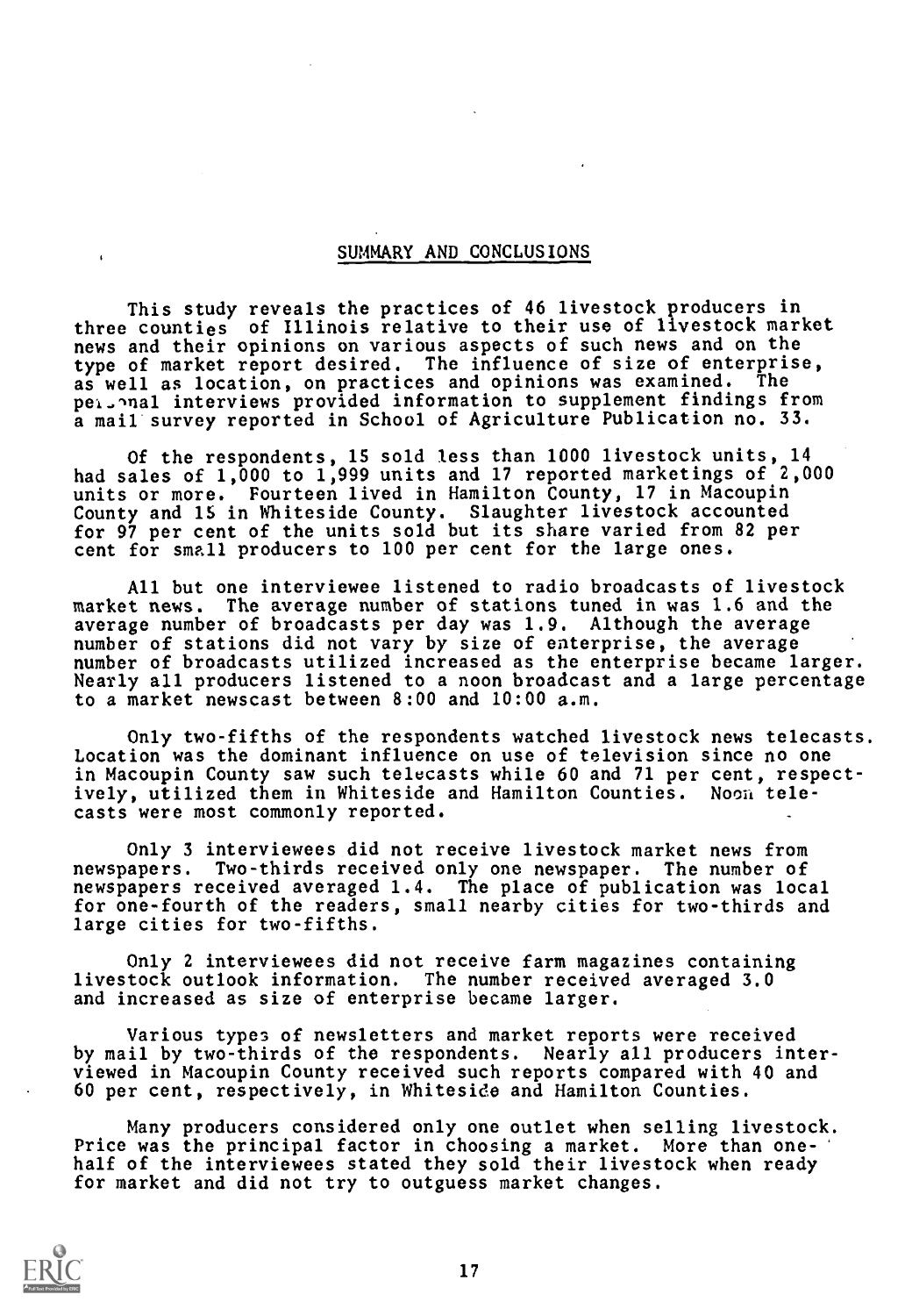## SUMMARY AND CONCLUSIONS

This study reveals the practices of 46 livestock producers in three counties of Illinois relative to their use of livestock market news and their opinions on various aspects of such news and on the type of market report desired. The influence of size of enterprise, as well as location, on practices and opinions was examined. The personal interviews provided information to supplement findings from a mail survey reported in School of Agriculture Publication no. 33.

Of the respondents, 15 sold less than 1000 livestock units, 14 had sales of 1,000 to 1,999 units and 17 reported marketings of 2,000 units or more. Fourteen lived in Hamilton County, 17 in Macoupin County and 15 in Whiteside County. Slaughter livestock accounted for 97 per cent of the units sold but its share varied from 82 per cent for small producers to 100 per cent for the large ones.

All but one interviewee listened to radio broadcasts of livestock market news. The average number of stations tuned in was 1.6 and the average number of broadcasts per day was 1.9. Although the average number of stations did not vary by size of enterprise, the average number of broadcasts utilized increased as the enterprise became larger. Nearly all producers listened to a noon broadcast and a large percentage to a market newscast between 8:00 and 10:00 a.m.

Only two-fifths of the respondents watched livestock news telecasts. Location was the dominant influence on use of television since no one in Macoupin County saw such telecasts while 60 and 71 per cent, respectively, utilized them in Whiteside and Hamilton Counties. Noon telecasts were most commonly reported.

Only 3 interviewees did not receive livestock market news from newspapers. Two-thirds received only one newspaper. The number of newspapers received averaged 1.4. The place of publication was local for one-fourth of the readers, small nearby cities for two-thirds and large cities for two-fifths.

Only 2 interviewees did not receive farm magazines containing livestock outlook information. The number received averaged 3.0 and increased as size of enterprise became larger.

Various types of newsletters and market reports were received by mail by two-thirds of the respondents. Nearly all producers interviewed in Macoupin County received such reports compared with 40 and 60 per cent, respectively, in Whiteside and Hamilton Counties.

Many producers considered only one outlet when selling livestock. Price was the principal factor in choosing a market. More than one-half of the interviewees stated they sold their livestock when ready for market and did not try to outguess market changes.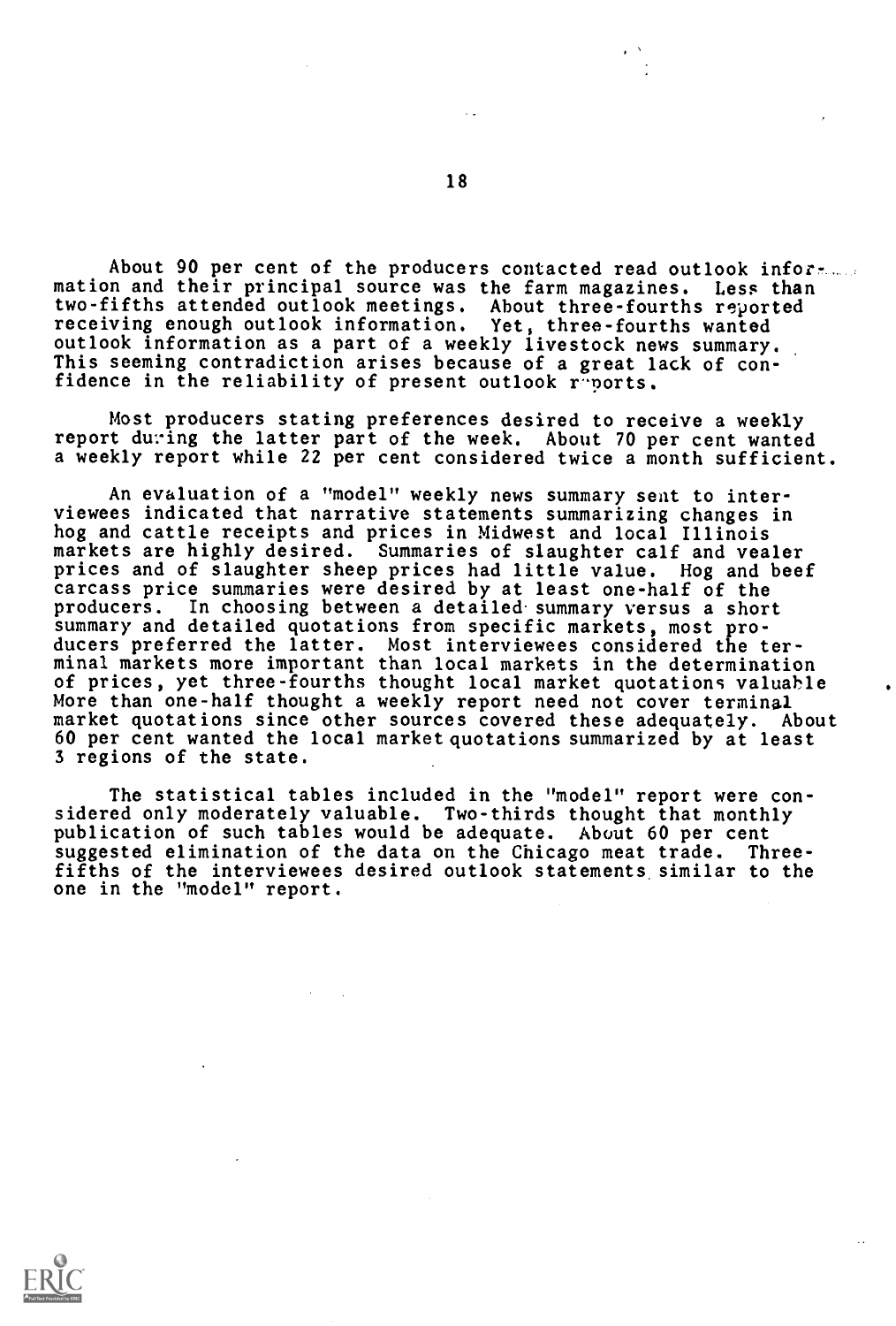About 90 per cent of the producers contacted read outlook information and their principal source was the farm magazines. Less than two-fifths attended outlook meetings. About three-fourths reported receiving enough outlook information. Yet, three-fourths wanted outlook information as a part of a weekly livestock news summary. This seeming contradiction arises because of a great lack of confidence in the reliability of present outlook reports.

Most producers stating preferences desired to receive a weekly report during the latter part of the week. About 70 per cent wanted a weekly report while 22 per cent considered twice a month sufficient.

An evaluation of a "model" weekly news summary sent to interviewees indicated that narrative statements summarizing changes in hog and cattle receipts and prices in Midwest and local Illinois markets are highly desired. Summaries of slaughter calf and vealer prices and of slaughter sheep prices had little value. Hog and beef carcass price summaries were desired by at least one-half of the producers. In choosing between a detailed summary versus a short summary and detailed quotations from specific markets, most producers preferred the latter. Most interviewees considered the terminal markets more important than local markets in the determination of prices, yet three-fourths thought local market quotations valuable More than one-half thought a weekly report need not cover terminal market quotations since other sources covered these adequately. About 60 per cent wanted the local market quotations summarized by at least 3 regions of the state.

The statistical tables included in the "model" report were considered only moderately valuable. Two-thirds thought that monthly publication of such tables would be adequate. About 60 per cent suggested elimination of the data on the Chicago meat trade. Three-fifths of the interviewees desired outlook statements similar to the one in the "model" report.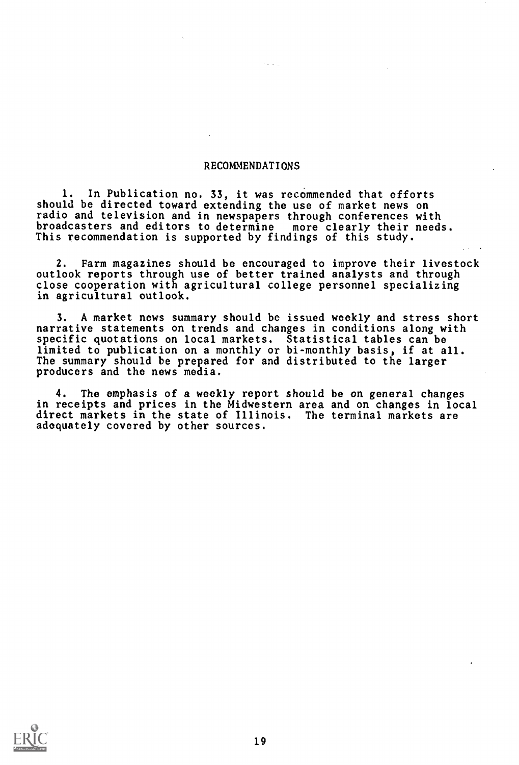## RECOMMENDATIONS

1. In Publication no. 33, it was recommended that efforts should be directed toward extending the use of market news on radio and television and in newspapers through conferences with broadcasters and editors to determine more clearly their needs. This recommendation is supported by findings of this study.

2. Farm magazines should be encouraged to improve their livestock outlook reports through use of better trained analysts and through close cooperation with agricultural college personnel specializing in agricultural outlook.

3. A market news summary should be issued weekly and stress short narrative statements on trends and changes in conditions along with specific quotations on local markets. Statistical tables can be limited to publication on a monthly or bi-monthly basis, if at all. The summary should be prepared for and distributed to the larger producers and the news media.

4. The emphasis of a weekly report should be on general changes in receipts and prices in the Midwestern area and on changes in local direct markets in the state of Illinois. The terminal markets are adequately covered by other sources.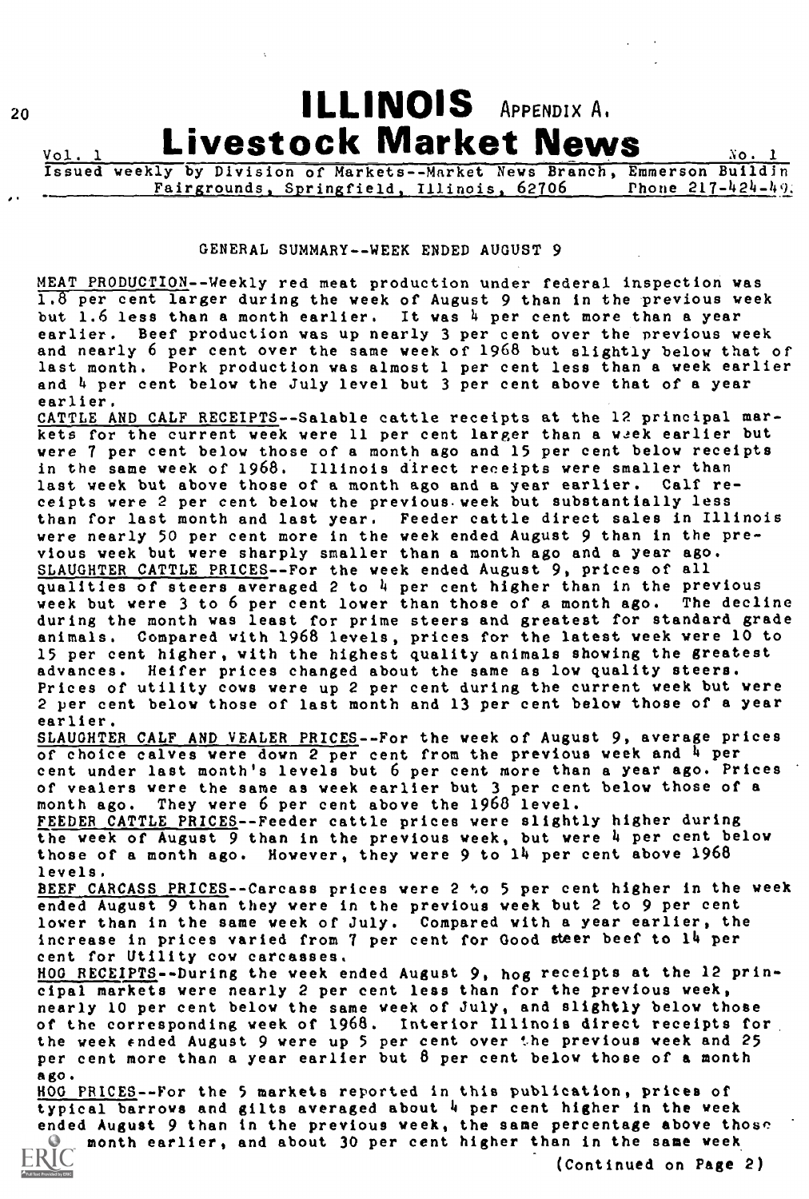# ILLINOIS Livestock Market News

APPENDIX A.

Vol. 1 No. 1

Issued weekly by Division of Markets--Market News Branch, Emmerson Buildin Fairgrounds, Springfield, Illinois, 62706 Phone 217-424-49.

## GENERAL SUMMARY--WEEK ENDED AUGUST 9

MEAT PRODUCTION--Weekly red meat production under federal inspection was 1.8 per cent larger during the week of August 9 than in the previous week but 1.6 less than a month earlier. It was 4 per cent more than a year earlier. Beef production was up nearly 3 per cent over the previous week and nearly 6 per cent over the same week of 1968 but slightly below that of last month. Pork production was almost 1 per cent less than a week earlier and 4 per cent below the July level but 3 per cent above that of a year earlier.

CATTLE AND CALF RECEIPTS--Salable cattle receipts at the 12 principal markets for the current week were 11 per cent larger than a week earlier but were 7 per cent below those of a month ago and 15 per cent below receipts in the same week of 1968. Illinois direct receipts were smaller than last week but above those of a month ago and a year earlier. Calf receipts were 2 per cent below the previous week but substantially less than for last month and last year. Feeder cattle direct sales in Illinois were nearly 50 per cent more in the week ended August 9 than in the previous week but were sharply smaller than a month ago and a year ago.

SLAUGHTER CATTLE PRICES--For the week ended August 9, prices of all qualities of steers averaged 2 to 4 per cent higher than in the previous week but were 3 to 6 per cent lower than those of a month ago. The decline during the month was least for prime steers and greatest for standard grade animals. Compared with 1968 levels, prices for the latest week were 10 to 15 per cent higher, with the highest quality animals showing the greatest advances. Heifer prices changed about the same as low quality steers. Prices of utility cows were up 2 per cent during the current week but were 2 per cent below those of last month and 13 per cent below those of a year earlier.

SLAUGHTER CALF AND VEALER PRICES--For the week of August 9, average prices of choice calves were down 2 per cent from the previous week and 4 per cent under last month's levels but 6 per cent more than a year ago. Prices of vealers were the same as week earlier but 3 per cent below those of a month ago. They were 6 per cent above the 1968 level.

FEEDER CATTLE PRICES--Feeder cattle prices were slightly higher during the week of August 9 than in the previous week, but were 4 per cent below those of a month ago. However, they were 9 to 14 per cent above 1968 levels.

BEEF CARCASS PRICES--Carcass prices were 2 to 5 per cent higher in the week ended August 9 than they were in the previous week but 2 to 9 per cent lower than in the same week of July. Compared with a year earlier, the increase in prices varied from 7 per cent for Good steer beef to 14 per cent for Utility cow carcasses.

HOG RECEIPTS--During the week ended August 9, hog receipts at the 12 principal markets were nearly 2 per cent less than for the previous week, nearly 10 per cent below the same week of July, and slightly below those of the corresponding week of 1968. Interior Illinois direct receipts for the week ended August 9 were up 5 per cent over the previous week and 25 per cent more than a year earlier but 8 per cent below those of a month ago.

HOG PRICES--For the 5 markets reported in this publication, prices of typical barrows and gilts averaged about 4 per cent higher in the week ended August 9 than in the previous week, the same percentage above those month earlier, and about 30 per cent higher than in the same week

(Continued on Page 2)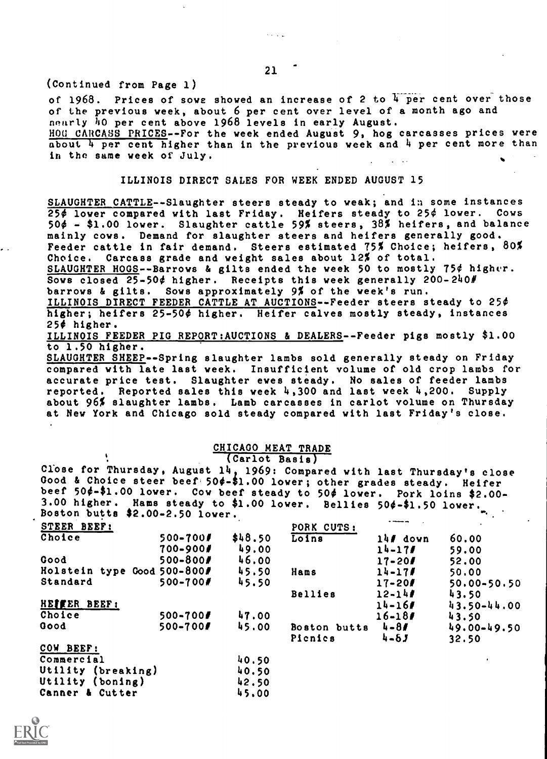(Continued from Page 1)

of 1968. Prices of sows showed an increase of 2 to 4 per cent over those of the previous week, about 6 per cent over level of a month ago and nearly 40 per cent above 1968 levels in early August.

HOG CARCASS PRICES--For the week ended August 9, hog carcasses prices were about 4 per cent higher than in the previous week and 4 per cent more than in the same week of July.

## ILLINOIS DIRECT SALES FOR WEEK ENDED AUGUST 15

SLAUGHTER CATTLE--Slaughter steers steady to weak; and in some instances 25¢ lower compared with last Friday. Heifers steady to 25¢ lower. Cows 50¢ - $1.00 lower. Slaughter cattle 59% steers, 38% heifers, and balance mainly cows. Demand for slaughter steers and heifers generally good. Feeder cattle in fair demand. Steers estimated 75% Choice; heifers, 80% Choice. Carcass grade and weight sales about 12% of total.

SLAUGHTER HOGS--Barrows & gilts ended the week 50 to mostly 75¢ higher. Sows closed 25-50¢ higher. Receipts this week generally 200-240# barrows & gilts. Sows approximately 9% of the week's run.

ILLINOIS DIRECT FEEDER CATTLE AT AUCTIONS--Feeder steers steady to 25¢ higher; heifers 25-50¢ higher. Heifer calves mostly steady, instances 25¢ higher.

ILLINOIS FEEDER PIG REPORT:AUCTIONS & DEALERS--Feeder pigs mostly $1.00 to 1.50 higher.

SLAUGHTER SHEEP--Spring slaughter lambs sold generally steady on Friday compared with late last week. Insufficient volume of old crop lambs for accurate price test. Slaughter ewes steady. No sales of feeder lambs reported. Reported sales this week 4,300 and last week 4,200. Supply about 96% slaughter lambs. Lamb carcasses in carlot volume on Thursday at New York and Chicago sold steady compared with last Friday's close.

## CHICAGO MEAT TRADE

(Carlot Basis)

Close for Thursday, August 14, 1969: Compared with last Thursday's close Good & Choice steer beef 50¢-$1.00 lower; other grades steady. Heifer beef 50¢-$1.00 lower. Cow beef steady to 50¢ lower. Pork loins $2.00-3.00 higher. Hams steady to $1.00 lower. Bellies 50¢-$1.50 lower. Boston butts $2.00-2.50 lower.

| STEER BEEF: | | | PORK CUTS: | | |
|---|---|---|---|---|---|
| Choice | 500-700# | $48.50 | Loins | 14# down | 60.00 |
| | 700-900# | 49.00 | | 14-17# | 59.00 |
| Good | 500-800# | 46.00 | | 17-20# | 52.00 |
| Holstein type Good | 500-800# | 45.50 | Hams | 14-17# | 50.00 |
| Standard | 500-700# | 45.50 | | 17-20# | 50.00-50.50 |
| | | | Bellies | 12-14# | 43.50 |
| HEIFER BEEF: | | | | 14-16# | 43.50-44.00 |
| Choice | 500-700# | 47.00 | | 16-18# | 43.50 |
| Good | 500-700# | 45.00 | Boston butts | 4-8# | 49.00-49.50 |
| | | | Picnics | 4-8# | 32.50 |
| COW BEEF: | | | | | |
| Commercial | | 40.50 | | | |
| Utility (breaking) | | 40.50 | | | |
| Utility (boning) | | 42.50 | | | |
| Canner & Cutter | | 45.00 | | | |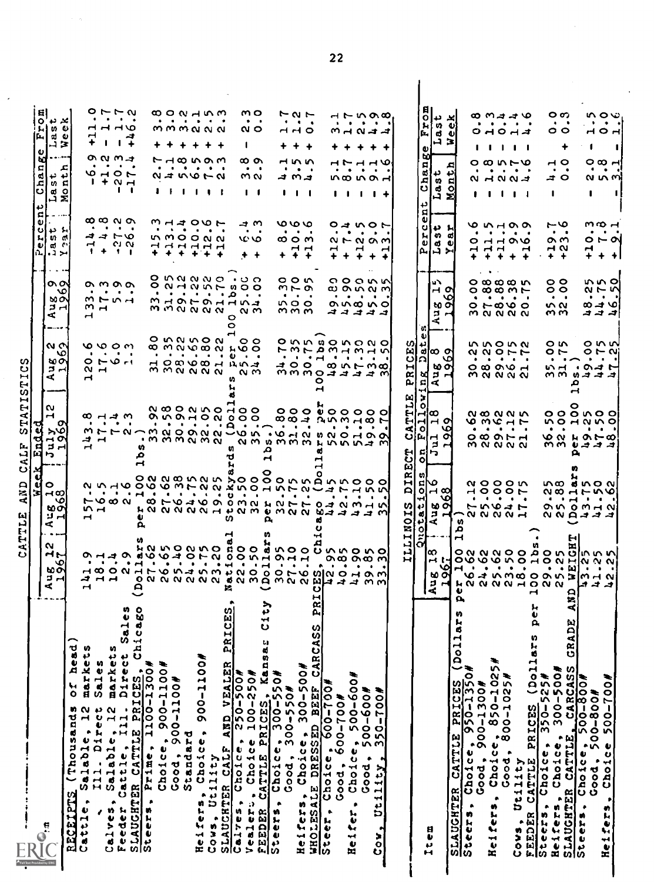## CATTLE AND CALF STATISTICS

| Item | Aug 12 1967 | Aug 10 1968 | July 12 1969 | Aug 2 1969 | Aug 9 1969 | Percent Change From Last Year | Last Month | Last Week |
|---|---|---|---|---|---|---|---|---|
| | | | Week Ended | | | | | |
| RECEIPTS (Thousands of head) | | | | | | | | |
| Cattle, Salable, 12 markets | 141.9 | 157.2 | 143.8 | 120.6 | 133.9 | -14.8 | -6.9 | +11.0 |
| Ill. Direct Sales | 18.1 | 16.5 | 17.1 | 17.6 | 17.3 | + 4.8 | +1.2 | - 1.7 |
| Calves, Salable, 12 markets | 10.4 | 8.1 | 7.4 | 6.0 | 5.9 | -27.2 | -20.3 | - 1.7 |
| Feeder Cattle, Ill. Direct Sales | 2.9 | 2.6 | 2.3 | 1.3 | 1.9 | -26.9 | -17.4 | +46.2 |
| SLAUGHTER CATTLE PRICES, Chicago (Dollars per 100 lbs.) | | | | | | | | |
| Steers, Prime, 1100-1300# | 27.62 | 28.62 | 33.92 | 31.80 | 33.00 | +15.3 | - 2.7 | + 3.8 |
| Choice, 900-1100# | 26.65 | 27.62 | 32.58 | 30.35 | 31.25 | +13.1 | - 4.1 | + 3.0 |
| Good, 900-1100# | 25.40 | 26.38 | 30.90 | 28.22 | 29.12 | +10.4 | - 5.8 | + 3.2 |
| Standard | 24.02 | 24.75 | 29.12 | 26.65 | 27.22 | +10.0 | - 6.5 | + 2.1 |
| Heifers, Choice, 900-1100# | 25.75 | 26.22 | 32.05 | 28.80 | 29.52 | +12.6 | - 7.9 | + 2.5 |
| Cows, Utility | 23.20 | 19.25 | 22.20 | 21.22 | 21.70 | +12.7 | - 2.3 | + 2.3 |
| SLAUGHTER CALF AND VEALER PRICES, National Stockyards (Dollars per 100 lbs.) | | | | | | | | |
| Calves, Choice, 250-500# | 22.00 | 23.50 | 26.00 | 25.60 | 25.00 | + 6.4 | - 3.8 | - 2.3 |
| Vealers, Choice 100-250# | 30.50 | 32.00 | 35.00 | 34.00 | 34.00 | + 6.3 | - 2.9 | 0.0 |
| FEEDER CATTLE PRICES, Kansas City (Dollars per 100 lbs.) | | | | | | | | |
| Steers, Choice, 300-550# | 30.95 | 32.50 | 36.80 | 34.70 | 35.30 | + 8.6 | - 4.1 | + 1.7 |
| Good, 300-550# | 27.10 | 27.75 | 31.80 | 30.35 | 30.70 | +10.6 | - 3.5 | + 1.2 |
| Heifers, Choice, 300-500# | 26.10 | 27.25 | 32.40 | 30.75 | 30.95 | +13.6 | - 4.5 | + 0.7 |
| WHOLESALE DRESSED BEEF CARCASS PRICES, Chicago (Dollars per 100 lbs) | | | | | | | | |
| Steer, Choice, 600-700# | 42.95 | 44.45 | 52.50 | 48.30 | 49.80 | +12.0 | - 5.1 | + 3.1 |
| Good, 600-700# | 40.85 | 42.75 | 50.30 | 45.15 | 45.90 | + 7.4 | - 8.7 | + 1.7 |
| Heifer, Choice, 500-600# | 41.90 | 43.10 | 51.10 | 47.30 | 48.50 | +12.5 | - 5.1 | + 2.5 |
| Good, 500-600# | 39.85 | 41.50 | 49.80 | 43.12 | 45.25 | + 9.0 | - 9.1 | + 4.9 |
| Cow, Utility, 350-700# | 33.30 | 35.50 | 39.70 | 38.50 | 40.35 | +13.7 | + 1.6 | + 4.8 |

## ILLINOIS DIRECT CATTLE PRICES

| Item | Aug 18 1967 | Aug 16 1968 | Jul 18 1969 | Aug 8 1969 | Aug 15 1969 | Percent Change From Last Year | Last Month | Last Week |
|---|---|---|---|---|---|---|---|---|
| | | Quotations on Following Dates | | | | | | |
| SLAUGHTER CATTLE PRICES (Dollars per 100 lbs) | | | | | | | | |
| Steers, Choice, 950-1350# | 26.62 | 27.12 | 30.62 | 30.25 | 30.00 | +10.6 | - 2.0 | - 0.8 |
| Good, 900-1300# | 24.62 | 25.00 | 28.38 | 28.25 | 27.88 | +11.5 | - 1.8 | - 1.3 |
| Heifers, Choice, 850-1025# | 25.62 | 26.00 | 29.62 | 29.00 | 28.88 | +11.1 | - 2.5 | - 0.4 |
| Good, 800-1025# | 23.50 | 24.00 | 27.12 | 26.75 | 26.38 | + 9.9 | - 2.7 | - 1.4 |
| Cows, Utility | 18.00 | 17.75 | 21.75 | 21.72 | 20.75 | +16.9 | - 4.6 | - 4.6 |
| FEEDER CATTLE PRICES (Dollars per 100 lbs.) | | | | | | | | |
| Steers, Choice, 350-525# | 29.00 | 29.25 | 36.50 | 35.00 | 35.00 | +19.7 | - 4.1 | 0.0 |
| Heifers, Choice, 300-500# | 25.25 | 25.88 | 32.00 | 31.75 | 32.00 | +23.6 | 0.0 | + 0.3 |
| SLAUGHTER CATTLE, CARCASS GRADE AND WEIGHT (Dollars per 100 lbs.) | | | | | | | | |
| Steers, Choice, 500-800# | 43.25 | 43.75 | 49.25 | 49.00 | 48.25 | +10.3 | - 2.0 | - 1.5 |
| Good, 500-800# | 41.25 | 41.50 | 47.50 | 44.75 | 44.75 | + 7.8 | - 5.8 | 0.0 |
| Heifers, Choice 500-700# | 42.25 | 42.62 | 48.00 | 47.25 | 46.50 | + 9.1 | - 3.1 | - 1.6 |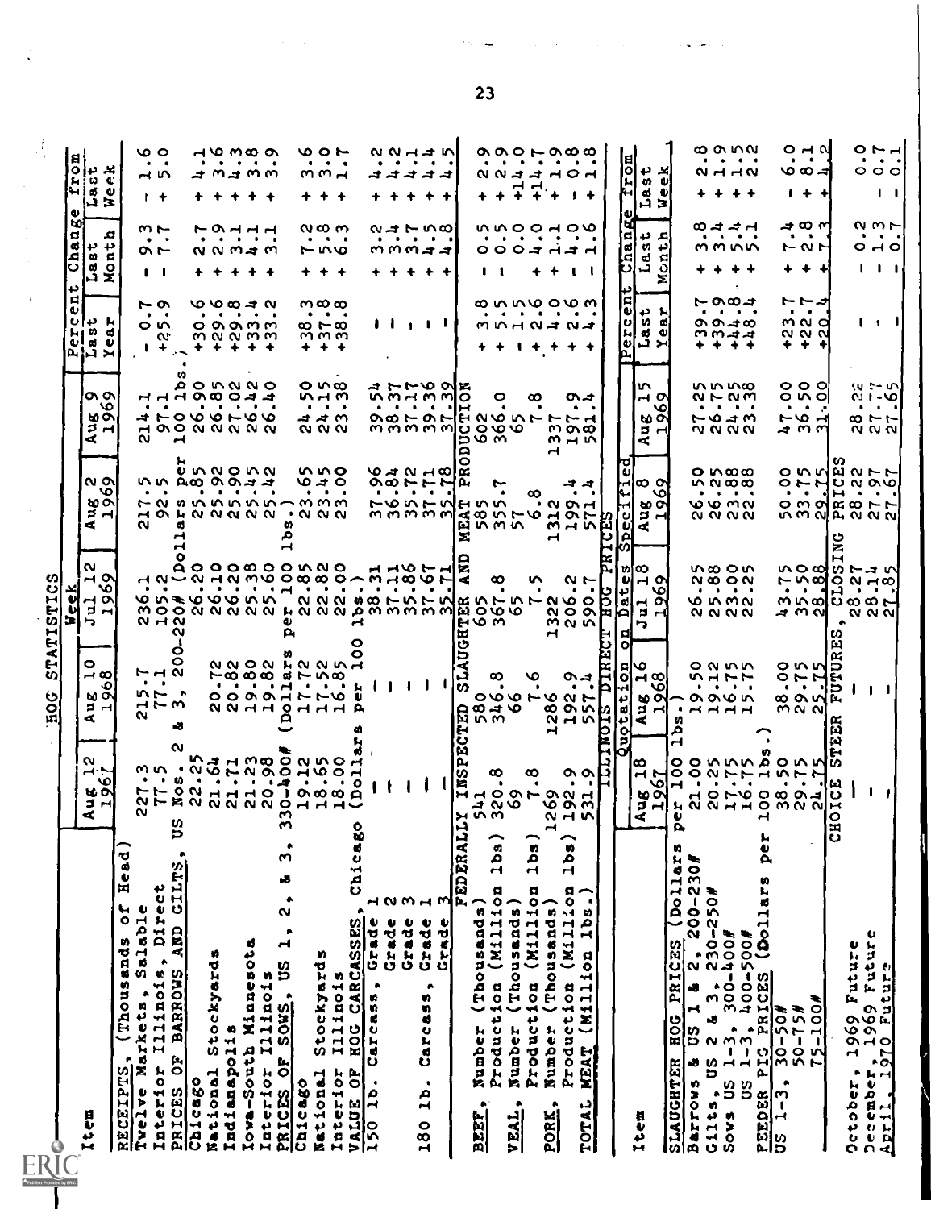## HOG STATISTICS

| Item | Aug 12 1967 | Aug 10 1968 | Jul 12 1969 | Aug 2 1969 | Aug 9 1969 | Percent Change from Last Year | Percent Change from Last Month | Percent Change from Last Week |
|---|---|---|---|---|---|---|---|---|
| **RECEIPTS**, (Thousands of Head) | | | | | | | | |
| Twelve Markets, Salable | 227.3 | 215.7 | 236.1 | 217.5 | 214.1 | - 0.7 | - 9.3 | - 1.6 |
| Interior Illinois, Direct | 77.5 | 77.1 | 105.2 | 92.5 | 97.1 | +25.9 | - 7.7 | + 5.0 |
| **PRICES OF BARROWS AND GILTS**, US Nos. 2 & 3, 200-220# (Dollars per 100 lbs.) | | | | | | | | |
| Chicago | 22.25 | | 26.20 | 25.85 | 26.90 | +30.6 | + 2.7 | + 4.1 |
| National Stockyards | 21.64 | 20.72 | 26.10 | 25.92 | 26.85 | +29.6 | + 2.9 | + 3.6 |
| Indianapolis | 21.71 | 20.82 | 26.20 | 25.90 | 27.02 | +29.8 | + 3.1 | + 4.3 |
| Iowa-South Minnesota | 21.23 | 19.80 | 25.38 | 25.45 | 26.42 | +33.4 | + 4.1 | + 3.8 |
| Interior Illinois | 20.98 | 19.82 | 25.60 | 25.42 | 26.40 | +33.2 | + 3.1 | + 3.9 |
| **PRICES OF SOWS**, US 1, 2, & 3, 330-400# (Dollars per 100 lbs.) | | | | | | | | |
| Chicago | 19.12 | 17.72 | 22.85 | 23.65 | 24.50 | +38.3 | + 7.2 | + 3.6 |
| National Stockyards | 18.65 | 17.52 | 22.82 | 23.45 | 24.15 | +37.8 | + 5.8 | + 3.0 |
| Interior Illinois | 18.00 | 16.85 | 22.00 | 23.00 | 23.38 | +38.8 | + 6.3 | + 1.7 |
| **VALUE OF HOG CARCASSES**, Chicago (Dollars per 100 lbs.) | | | | | | | | |
| 150 lb. Carcass, Grade 1 | --- | --- | 38.31 | 37.96 | 39.54 | --- | + 3.2 | + 4.2 |
| Grade 2 | --- | --- | 37.11 | 36.84 | 38.37 | --- | + 3.4 | + 4.2 |
| Grade 3 | --- | --- | 35.86 | 35.72 | 37.17 | --- | + 3.7 | + 4.1 |
| 180 lb. Carcass, Grade 1 | --- | --- | 37.67 | 37.71 | 39.36 | --- | + 4.5 | + 4.4 |
| Grade 3 | --- | --- | 35.71 | 35.78 | 37.39 | --- | + 4.8 | + 4.5 |
| **FEDERALLY INSPECTED SLAUGHTER AND MEAT PRODUCTION** | | | | | | | | |
| **BEEF**, Number (Thousands) | 541 | 580 | 605 | 585 | 602 | + 3.8 | - 0.5 | + 2.9 |
| Production (Million lbs) | 320.8 | 346.8 | 367.8 | 355.7 | 366.0 | + 5.5 | - 0.5 | + 2.9 |
| **VEAL**, Number (Thousands) | 69 | 66 | 65 | 57 | 65 | - 1.5 | 0.0 | +14.0 |
| Production (Million lbs) | 7.8 | 7.6 | 7.5 | 6.8 | 7.8 | + 2.6 | + 4.0 | +14.7 |
| **PORK**, Number (Thousands) | 1269 | 1286 | 1322 | 1312 | 1337 | + 4.0 | + 1.1 | + 1.9 |
| Production (Million lbs) | 192.9 | 192.9 | 206.2 | 199.4 | 197.9 | + 2.6 | - 4.0 | - 0.8 |
| **TOTAL MEAT** (Million lbs.) | 531.9 | 557.4 | 590.7 | 571.4 | 581.4 | + 4.3 | - 1.6 | + 1.8 |

**ILLINOIS DIRECT HOG PRICES**

| Item | Aug 18 1967 | Aug 16 1968 | Jul 18 1969 | Aug 8 1969 | Aug 15 1969 | Percent Change from Last Year | Percent Change from Last Month | Percent Change from Last Week |
|---|---|---|---|---|---|---|---|---|
| | Quotation on Dates Specified | | | | | | | |
| **SLAUGHTER HOG PRICES** (Dollars per 100 lbs.) | | | | | | | | |
| Barrows & US 1 & 2, 200-230# | 21.00 | 19.50 | 26.25 | 26.50 | 27.25 | +39.7 | + 3.8 | + 2.8 |
| Gilts, US 2 & 3, 230-250# | 20.25 | 19.12 | 25.88 | 26.25 | 26.75 | +39.9 | + 3.4 | + 1.9 |
| Sows US 1-3, 300-400# | 17.75 | 16.75 | 23.00 | 23.88 | 24.25 | +44.8 | + 5.4 | + 1.5 |
| US 1-3, 400-500# | 16.75 | 15.75 | 22.25 | 22.88 | 23.38 | +48.4 | + 5.1 | + 2.2 |
| **FEEDER PIG PRICES** (Dollars per 100 lbs.) | | | | | | | | |
| US 1-3, 30-50# | 38.50 | 38.00 | 43.75 | 50.00 | 47.00 | +23.7 | + 7.4 | - 6.0 |
| 50-75# | 29.75 | 29.75 | 35.50 | 33.75 | 36.50 | +22.7 | + 2.8 | + 8.1 |
| 75-100# | 24.75 | 25.75 | 28.88 | 29.75 | 31.00 | +20.4 | + 7.3 | + 4.2 |
| **CHOICE STEER FUTURES, CLOSING PRICES** | | | | | | | | |
| October, 1969 Future | --- | --- | 28.27 | 28.22 | 28.22 | --- | - 0.2 | 0.0 |
| December, 1969 Future | --- | --- | 28.14 | 27.97 | 27.77 | --- | - 1.3 | - 0.7 |
| April, 1970 Future | --- | --- | 27.85 | 27.67 | 27.65 | --- | - 0.7 | - 0.1 |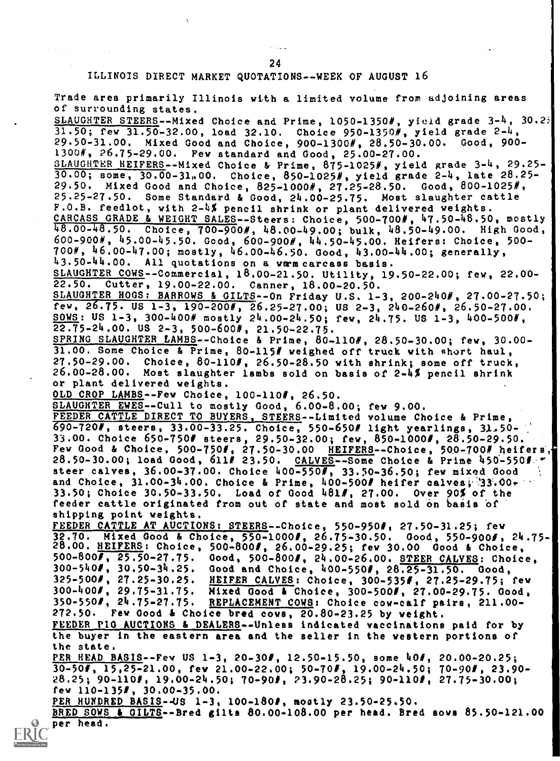## ILLINOIS DIRECT MARKET QUOTATIONS--WEEK OF AUGUST 16

Trade area primarily Illinois with a limited volume from adjoining areas of surrounding states.

SLAUGHTER STEERS--Mixed Choice and Prime, 1050-1350#, yield grade 3-4, 30.25-31.50; few 31.50-32.00, load 32.10. Choice 950-1350#, yield grade 2-4, 29.50-31.00. Mixed Good and Choice, 900-1300#, 28.50-30.00. Good, 900-1300#, 26.75-29.00. Few standard and Good, 25.00-27.00.

SLAUGHTER HEIFERS--Mixed Choice & Prime, 875-1025#, yield grade 3-4, 29.25-30.00; some, 30.00-31.00. Choice, 850-1025#, yield grade 2-4, late 28.25-29.50. Mixed Good and Choice, 825-1000#, 27.25-28.50. Good, 800-1025#, 25.25-27.50. Some Standard & Good, 24.00-25.75. Most slaughter cattle F.O.B. feedlot, with 2-4% pencil shrink or plant delivered weights.

CARCASS GRADE & WEIGHT SALES--Steers: Choice, 500-700#, 47.50-48.50, mostly 48.00-48.50. Choice, 700-900#, 48.00-49.00; bulk, 48.50-49.00. High Good, 600-900#, 45.00-45.50. Good, 600-900#, 44.50-45.00. Heifers: Choice, 500-700#, 46.00-47.00; mostly, 46.00-46.50. Good, 43.00-44.00; generally, 43.50-44.00. All quotations on a warm carcass basis.

SLAUGHTER COWS--Commercial, 18.00-21.50. Utility, 19.50-22.00; few, 22.00-22.50. Cutter, 19.00-22.00. Canner, 18.00-20.50.

SLAUGHTER HOGS: BARROWS & GILTS--On Friday U.S. 1-3, 200-240#, 27.00-27.50; few, 26.75. US 1-3, 190-200#, 26.25-27.00; US 2-3, 240-260#, 26.50-27.00. SOWS: US 1-3, 300-400# mostly 24.00-24.50; few, 24.75. US 1-3, 400-500#, 22.75-24.00. US 2-3, 500-600#, 21.50-22.75.

SPRING SLAUGHTER LAMBS--Choice & Prime, 80-110#, 28.50-30.00; few, 30.00-31.00. Some Choice & Prime, 80-115# weighed off truck with short haul, 27.50-29.00. Choice, 80-110#, 26.50-28.50 with shrink; some off truck, 26.00-28.00. Most slaughter lambs sold on basis of 2-4% pencil shrink or plant delivered weights.

OLD CROP LAMBS--Few Choice, 100-110#, 26.50.

SLAUGHTER EWES--Cull to mostly Good, 6.00-8.00; few 9.00.

FEEDER CATTLE DIRECT TO BUYERS, STEERS--Limited volume Choice & Prime, 690-720#, steers, 33.00-33.25. Choice, 550-650# light yearlings, 31.50-33.00. Choice 650-750# steers, 29.50-32.00; few, 850-1000#, 28.50-29.50. Few Good & Choice, 500-750#, 27.50-30.00 HEIFERS--Choice, 500-700# heifers, 28.50-30.00; load Good, 611# 23.50. CALVES--Some Choice & Prime 450-550# steer calves, 36.00-37.00. Choice 400-550#, 33.50-36.50; few mixed Good and Choice, 31.00-34.00. Choice & Prime, 400-500# heifer calves, 33.00-33.50; Choice 30.50-33.50. Load of Good 481#, 27.00. Over 90% of the feeder cattle originated from out of state and most sold on basis of shipping point weights.

FEEDER CATTLE AT AUCTIONS: STEERS--Choice, 550-950#, 27.50-31.25; few 32.70. Mixed Good & Choice, 550-1000#, 26.75-30.50. Good, 550-900#, 24.75-28.00. HEIFERS: Choice, 500-800#, 26.00-29.25; few 30.00 Good & Choice, 500-800#, 25.50-27.75. Good, 500-800#, 24.00-26.00. STEER CALVES: Choice, 300-540#, 30.50-34.25. Good and Choice, 400-550#, 28.25-31.50. Good, 325-500#, 27.25-30.25. HEIFER CALVES: Choice, 300-535#, 27.25-29.75; few 300-400#, 29.75-31.75. Mixed Good & Choice, 300-500#, 27.00-29.75. Good, 350-550#, 24.75-27.75. REPLACEMENT COWS: Choice cow-calf pairs, 211.00-272.50. Few Good & Choice bred cows, 20.80-23.25 by weight.

FEEDER PIG AUCTIONS & DEALERS--Unless indicated vaccinations paid for by the buyer in the eastern area and the seller in the western portions of the state.

PER HEAD BASIS--Few US 1-3, 20-30#, 12.50-15.50, some 40#, 20.00-20.25; 30-50#, 15.25-21.00, few 21.00-22.00; 50-70#, 19.00-24.50; 70-90#, 23.90-28.25; 90-110#, 19.00-24.50; 70-90#, 23.90-28.25; 90-110#, 27.75-30.00; few 110-135#, 30.00-35.00.

PER HUNDRED BASIS--US 1-3, 100-180#, mostly 23.50-25.50.

BRED SOWS & GILTS--Bred gilts 80.00-108.00 per head. Bred sows 85.50-121.00 per head.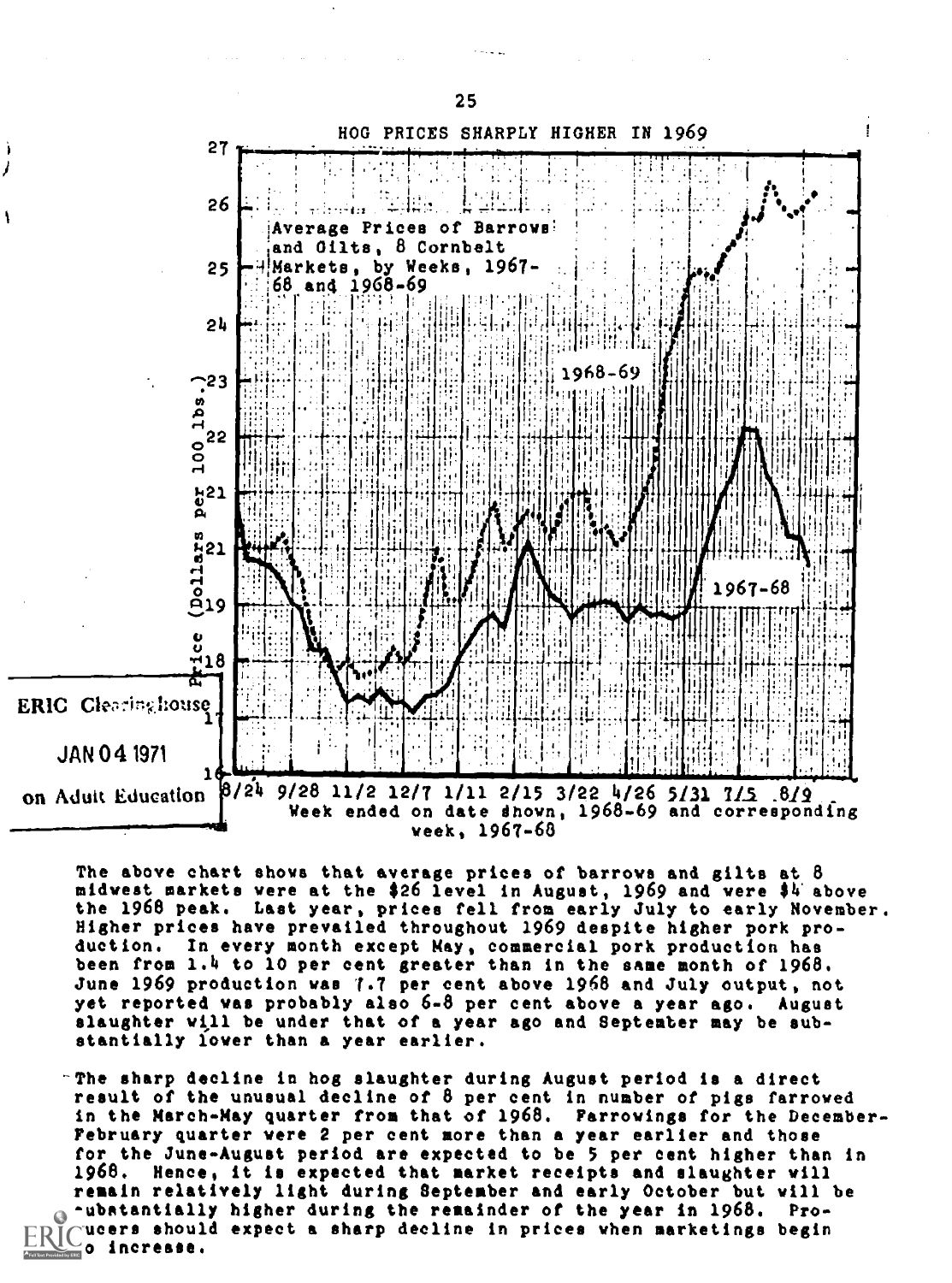HOG PRICES SHARPLY HIGHER IN 1969

Average Prices of Barrows and Gilts, 8 Cornbelt Markets, by Weeks, 1967-68 and 1968-69

1968-69

1967-68

Price (Dollars per 100 lbs.)

27
26
25
24
23
22
21
21
19
18
17
16

8/24 9/28 11/2 12/7 1/11 2/15 3/22 4/26 5/31 7/5 8/9

Week ended on date shown, 1968-69 and corresponding week, 1967-68

ERIC Clearinghouse

JAN 04 1971

on Adult Education

The above chart shows that average prices of barrows and gilts at 8 midwest markets were at the $26 level in August, 1969 and were $4 above the 1968 peak. Last year, prices fell from early July to early November. Higher prices have prevailed throughout 1969 despite higher pork production. In every month except May, commercial pork production has been from 1.4 to 10 per cent greater than in the same month of 1968. June 1969 production was 7.7 per cent above 1968 and July output, not yet reported was probably also 6-8 per cent above a year ago. August slaughter will be under that of a year ago and September may be substantially lower than a year earlier.

The sharp decline in hog slaughter during August period is a direct result of the unusual decline of 8 per cent in number of pigs farrowed in the March-May quarter from that of 1968. Farrowings for the December-February quarter were 2 per cent more than a year earlier and those for the June-August period are expected to be 5 per cent higher than in 1968. Hence, it is expected that market receipts and slaughter will remain relatively light during September and early October but will be substantially higher during the remainder of the year in 1968. Producers should expect a sharp decline in prices when marketings begin to increase.